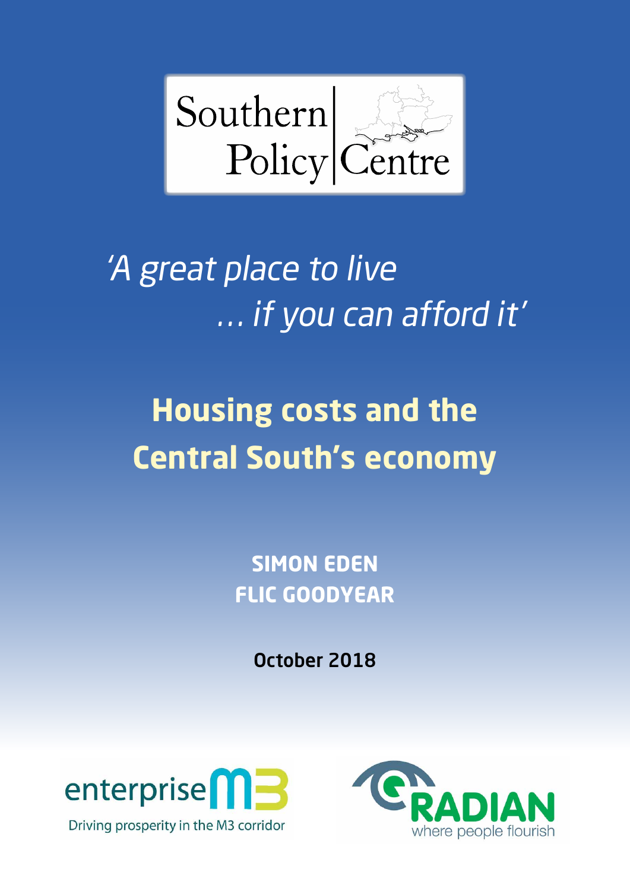Southern Policy Centre

*'A great place to live … if you can afford it'*

# Housing costs and the Central South's economy

**SIMON EDEN**
**FLIC GOODYEAR**

**October 2018**

enterprise M3
Driving prosperity in the M3 corridor

RADIAN
where people flourish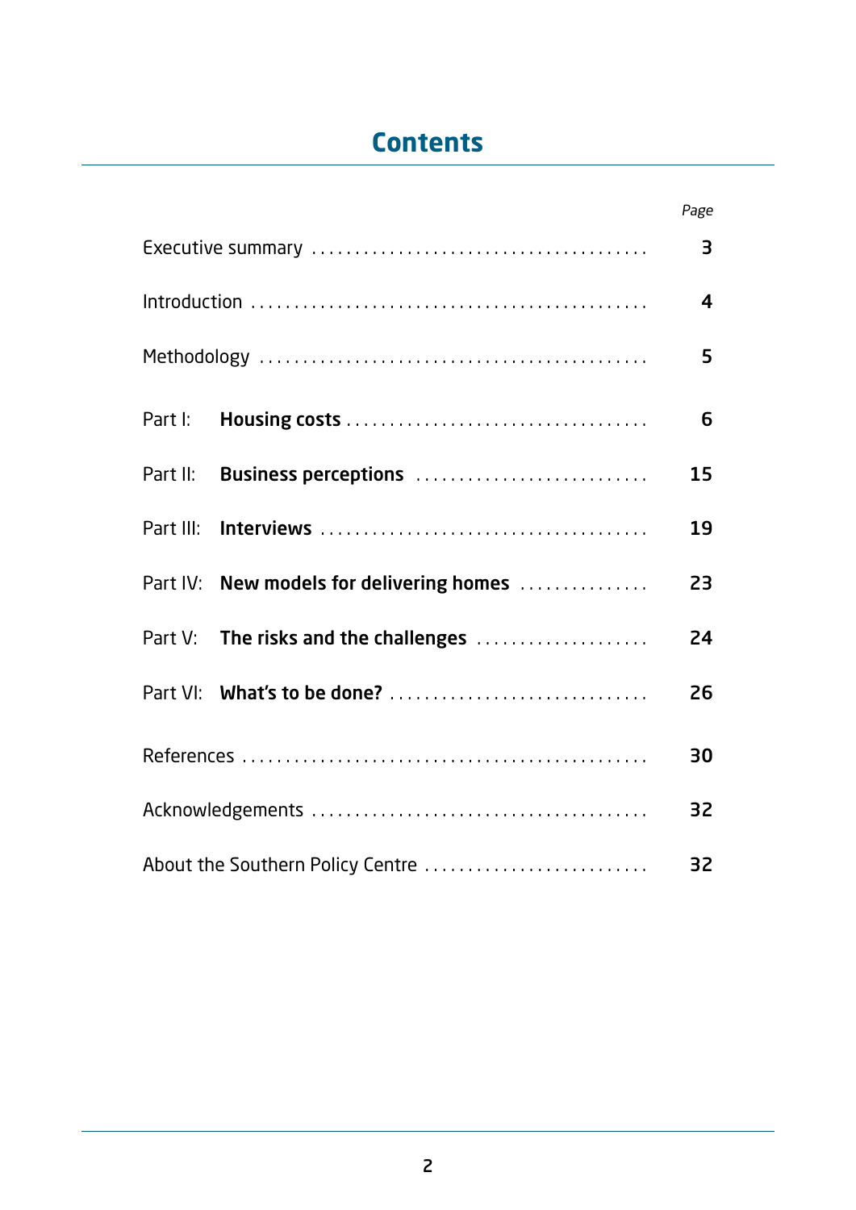# Contents

| | Page |
|---|---|
| Executive summary | 3 |
| Introduction | 4 |
| Methodology | 5 |
| Part I: **Housing costs** | 6 |
| Part II: **Business perceptions** | 15 |
| Part III: **Interviews** | 19 |
| Part IV: **New models for delivering homes** | 23 |
| Part V: **The risks and the challenges** | 24 |
| Part VI: **What's to be done?** | 26 |
| References | 30 |
| Acknowledgements | 32 |
| About the Southern Policy Centre | 32 |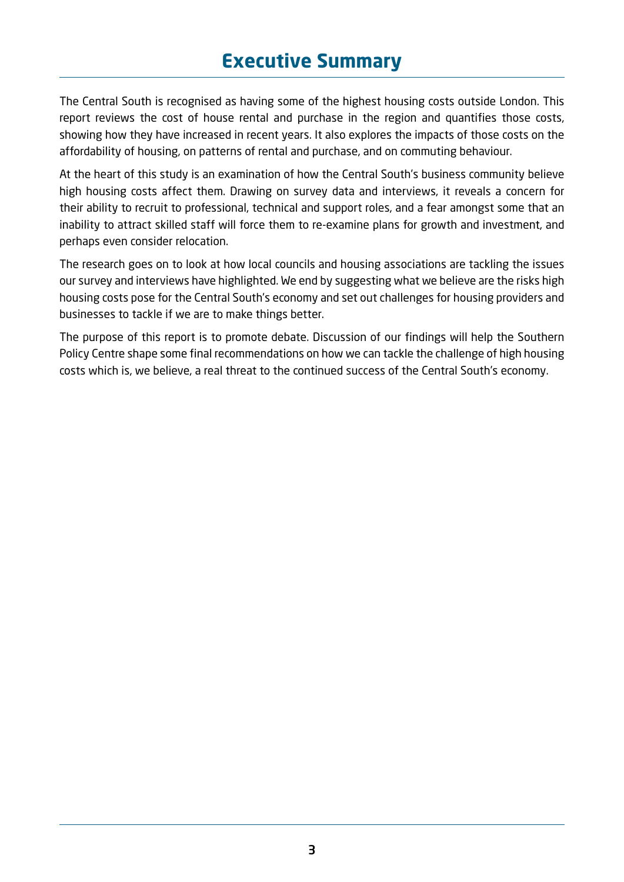# Executive Summary

The Central South is recognised as having some of the highest housing costs outside London. This report reviews the cost of house rental and purchase in the region and quantifies those costs, showing how they have increased in recent years. It also explores the impacts of those costs on the affordability of housing, on patterns of rental and purchase, and on commuting behaviour.

At the heart of this study is an examination of how the Central South's business community believe high housing costs affect them. Drawing on survey data and interviews, it reveals a concern for their ability to recruit to professional, technical and support roles, and a fear amongst some that an inability to attract skilled staff will force them to re-examine plans for growth and investment, and perhaps even consider relocation.

The research goes on to look at how local councils and housing associations are tackling the issues our survey and interviews have highlighted. We end by suggesting what we believe are the risks high housing costs pose for the Central South's economy and set out challenges for housing providers and businesses to tackle if we are to make things better.

The purpose of this report is to promote debate. Discussion of our findings will help the Southern Policy Centre shape some final recommendations on how we can tackle the challenge of high housing costs which is, we believe, a real threat to the continued success of the Central South's economy.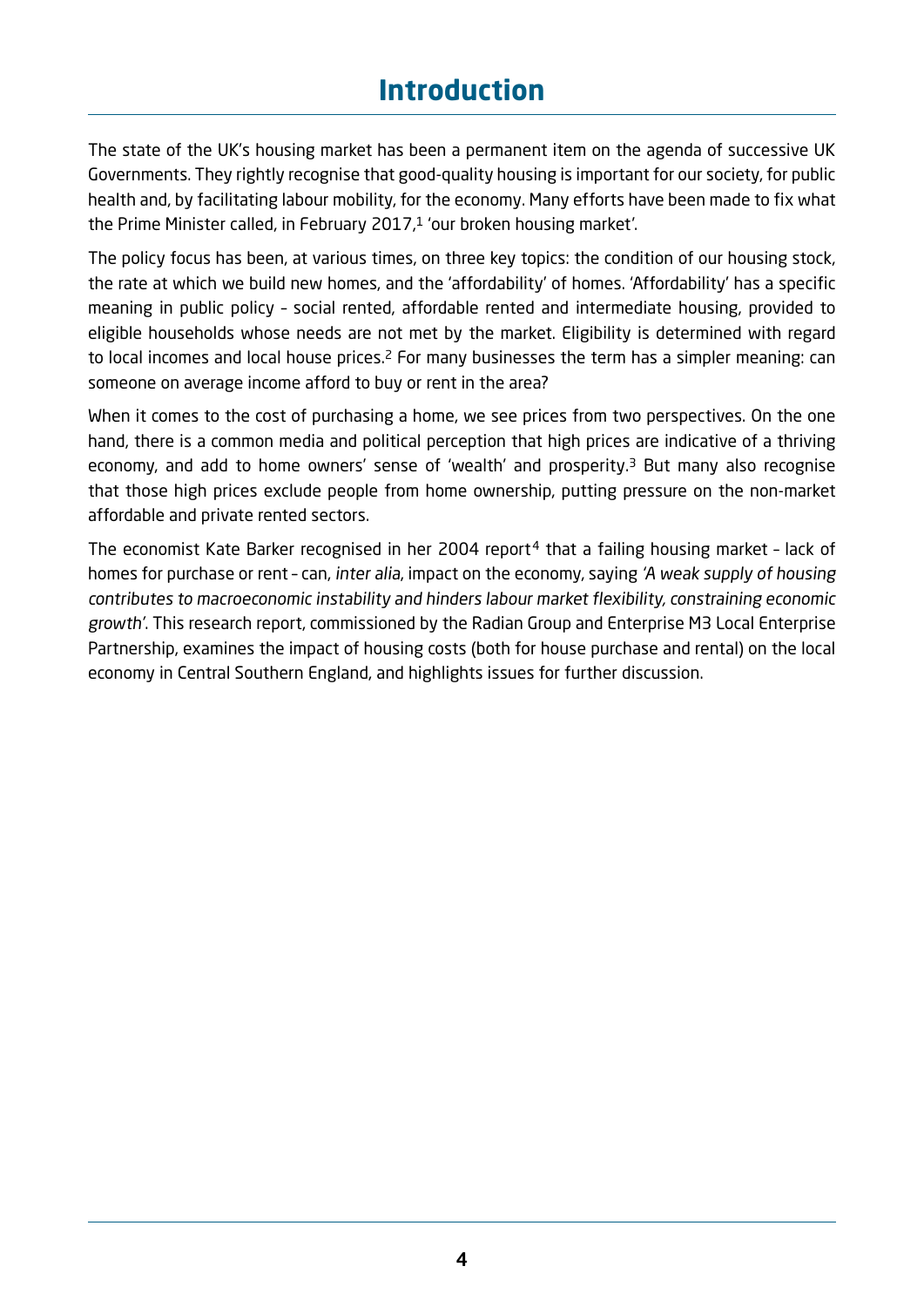# Introduction

The state of the UK's housing market has been a permanent item on the agenda of successive UK Governments. They rightly recognise that good-quality housing is important for our society, for public health and, by facilitating labour mobility, for the economy. Many efforts have been made to fix what the Prime Minister called, in February 2017,[1] 'our broken housing market'.

The policy focus has been, at various times, on three key topics: the condition of our housing stock, the rate at which we build new homes, and the 'affordability' of homes. 'Affordability' has a specific meaning in public policy – social rented, affordable rented and intermediate housing, provided to eligible households whose needs are not met by the market. Eligibility is determined with regard to local incomes and local house prices.[2] For many businesses the term has a simpler meaning: can someone on average income afford to buy or rent in the area?

When it comes to the cost of purchasing a home, we see prices from two perspectives. On the one hand, there is a common media and political perception that high prices are indicative of a thriving economy, and add to home owners' sense of 'wealth' and prosperity.[3] But many also recognise that those high prices exclude people from home ownership, putting pressure on the non-market affordable and private rented sectors.

The economist Kate Barker recognised in her 2004 report[4] that a failing housing market – lack of homes for purchase or rent – can, *inter alia*, impact on the economy, saying *'A weak supply of housing contributes to macroeconomic instability and hinders labour market flexibility, constraining economic growth'*. This research report, commissioned by the Radian Group and Enterprise M3 Local Enterprise Partnership, examines the impact of housing costs (both for house purchase and rental) on the local economy in Central Southern England, and highlights issues for further discussion.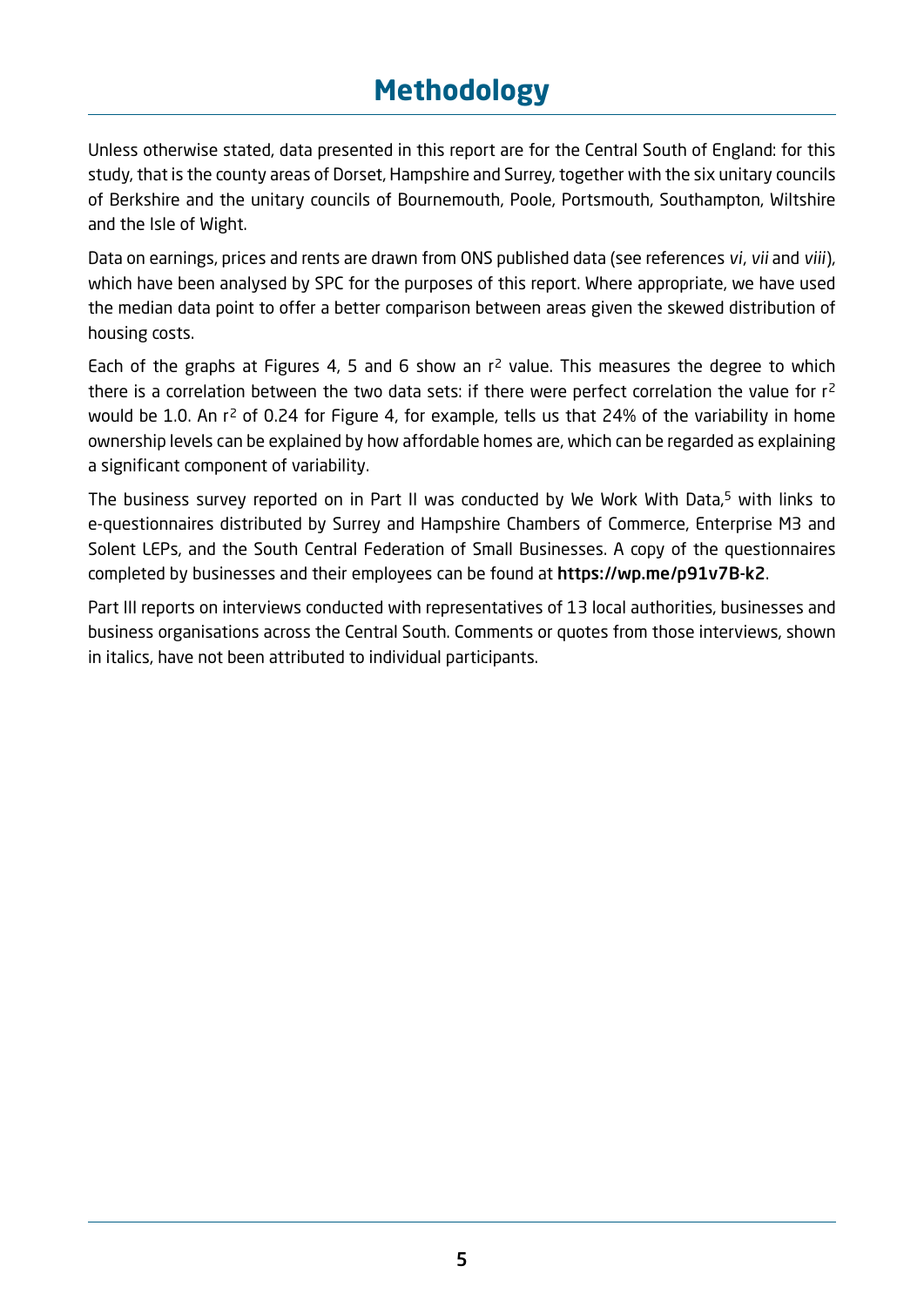# Methodology

Unless otherwise stated, data presented in this report are for the Central South of England: for this study, that is the county areas of Dorset, Hampshire and Surrey, together with the six unitary councils of Berkshire and the unitary councils of Bournemouth, Poole, Portsmouth, Southampton, Wiltshire and the Isle of Wight.

Data on earnings, prices and rents are drawn from ONS published data (see references *vi*, *vii* and *viii*), which have been analysed by SPC for the purposes of this report. Where appropriate, we have used the median data point to offer a better comparison between areas given the skewed distribution of housing costs.

Each of the graphs at Figures 4, 5 and 6 show an $r^2$ value. This measures the degree to which there is a correlation between the two data sets: if there were perfect correlation the value for $r^2$ would be 1.0. An $r^2$ of 0.24 for Figure 4, for example, tells us that 24% of the variability in home ownership levels can be explained by how affordable homes are, which can be regarded as explaining a significant component of variability.

The business survey reported on in Part II was conducted by We Work With Data,[5] with links to e-questionnaires distributed by Surrey and Hampshire Chambers of Commerce, Enterprise M3 and Solent LEPs, and the South Central Federation of Small Businesses. A copy of the questionnaires completed by businesses and their employees can be found at **https://wp.me/p91v7B-k2**.

Part III reports on interviews conducted with representatives of 13 local authorities, businesses and business organisations across the Central South. Comments or quotes from those interviews, shown in italics, have not been attributed to individual participants.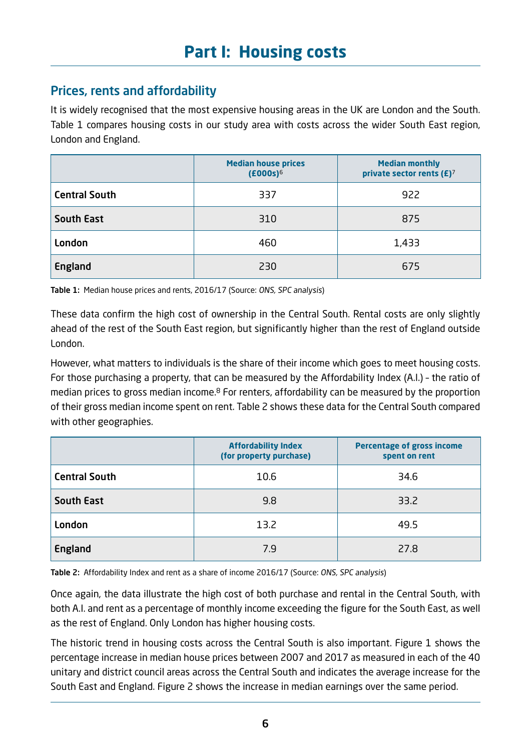# Part I: Housing costs

## Prices, rents and affordability

It is widely recognised that the most expensive housing areas in the UK are London and the South. Table 1 compares housing costs in our study area with costs across the wider South East region, London and England.

| | Median house prices (£000s)[6] | Median monthly private sector rents (£)[7] |
|---|---|---|
| **Central South** | 337 | 922 |
| **South East** | 310 | 875 |
| **London** | 460 | 1,433 |
| **England** | 230 | 675 |

**Table 1:** Median house prices and rents, 2016/17 (Source: *ONS, SPC analysis*)

These data confirm the high cost of ownership in the Central South. Rental costs are only slightly ahead of the rest of the South East region, but significantly higher than the rest of England outside London.

However, what matters to individuals is the share of their income which goes to meet housing costs. For those purchasing a property, that can be measured by the Affordability Index (A.I.) – the ratio of median prices to gross median income.[8] For renters, affordability can be measured by the proportion of their gross median income spent on rent. Table 2 shows these data for the Central South compared with other geographies.

| | Affordability Index (for property purchase) | Percentage of gross income spent on rent |
|---|---|---|
| **Central South** | 10.6 | 34.6 |
| **South East** | 9.8 | 33.2 |
| **London** | 13.2 | 49.5 |
| **England** | 7.9 | 27.8 |

**Table 2:** Affordability Index and rent as a share of income 2016/17 (Source: *ONS, SPC analysis*)

Once again, the data illustrate the high cost of both purchase and rental in the Central South, with both A.I. and rent as a percentage of monthly income exceeding the figure for the South East, as well as the rest of England. Only London has higher housing costs.

The historic trend in housing costs across the Central South is also important. Figure 1 shows the percentage increase in median house prices between 2007 and 2017 as measured in each of the 40 unitary and district council areas across the Central South and indicates the average increase for the South East and England. Figure 2 shows the increase in median earnings over the same period.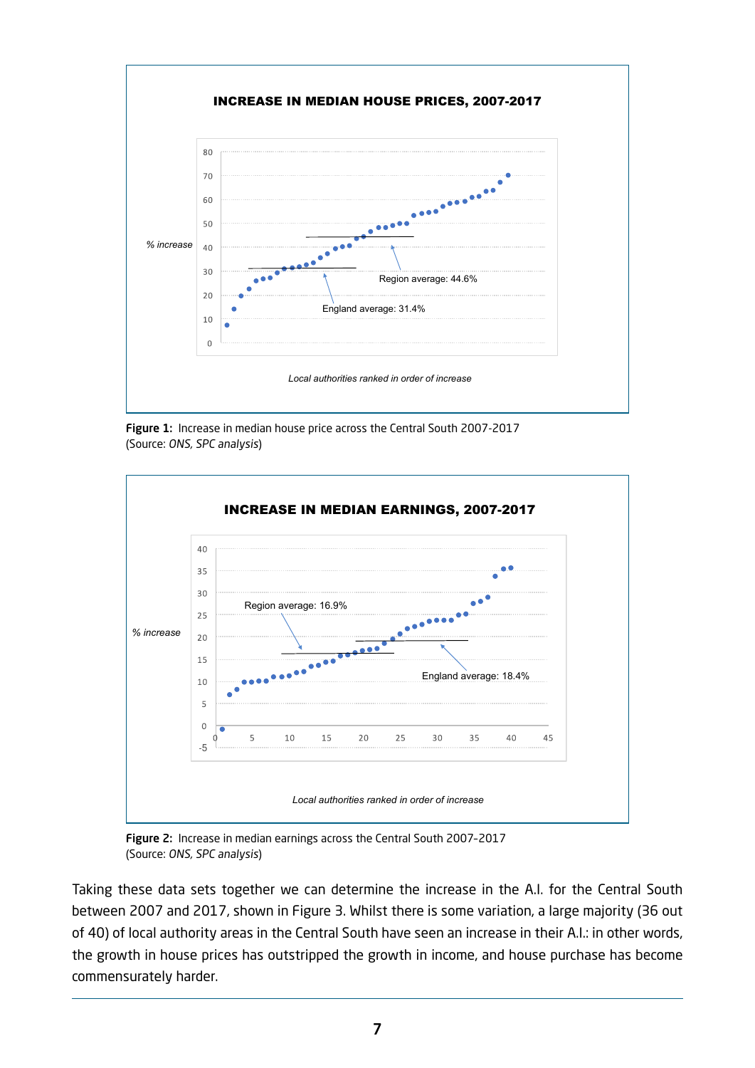**INCREASE IN MEDIAN HOUSE PRICES, 2007-2017**

% increase

Region average: 44.6%

England average: 31.4%

*Local authorities ranked in order of increase*

**Figure 1:** Increase in median house price across the Central South 2007-2017
(Source: *ONS, SPC analysis*)

**INCREASE IN MEDIAN EARNINGS, 2007-2017**

% increase

Region average: 16.9%

England average: 18.4%

*Local authorities ranked in order of increase*

**Figure 2:** Increase in median earnings across the Central South 2007-2017
(Source: *ONS, SPC analysis*)

Taking these data sets together we can determine the increase in the A.I. for the Central South between 2007 and 2017, shown in Figure 3. Whilst there is some variation, a large majority (36 out of 40) of local authority areas in the Central South have seen an increase in their A.I.: in other words, the growth in house prices has outstripped the growth in income, and house purchase has become commensurately harder.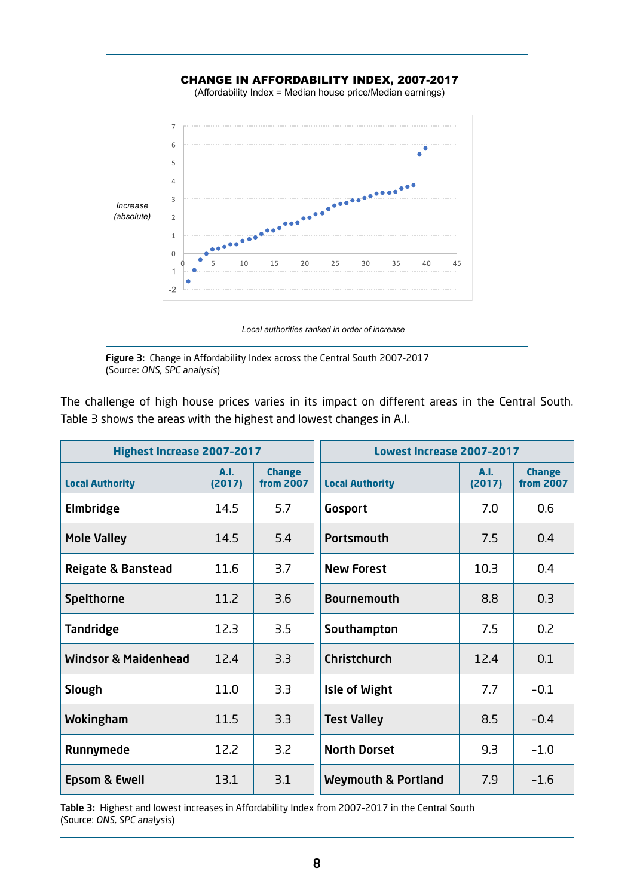**CHANGE IN AFFORDABILITY INDEX, 2007-2017**
(Affordability Index = Median house price/Median earnings)

*Increase (absolute)*

*Local authorities ranked in order of increase*

**Figure 3:** Change in Affordability Index across the Central South 2007-2017
(Source: *ONS, SPC analysis*)

The challenge of high house prices varies in its impact on different areas in the Central South. Table 3 shows the areas with the highest and lowest changes in A.I.

| Highest Increase 2007-2017 | | |
|---|---|---|
| **Local Authority** | **A.I. (2017)** | **Change from 2007** |
| **Elmbridge** | 14.5 | 5.7 |
| **Mole Valley** | 14.5 | 5.4 |
| **Reigate & Banstead** | 11.6 | 3.7 |
| **Spelthorne** | 11.2 | 3.6 |
| **Tandridge** | 12.3 | 3.5 |
| **Windsor & Maidenhead** | 12.4 | 3.3 |
| **Slough** | 11.0 | 3.3 |
| **Wokingham** | 11.5 | 3.3 |
| **Runnymede** | 12.2 | 3.2 |
| **Epsom & Ewell** | 13.1 | 3.1 |

| Lowest Increase 2007-2017 | | |
|---|---|---|
| **Local Authority** | **A.I. (2017)** | **Change from 2007** |
| **Gosport** | 7.0 | 0.6 |
| **Portsmouth** | 7.5 | 0.4 |
| **New Forest** | 10.3 | 0.4 |
| **Bournemouth** | 8.8 | 0.3 |
| **Southampton** | 7.5 | 0.2 |
| **Christchurch** | 12.4 | 0.1 |
| **Isle of Wight** | 7.7 | -0.1 |
| **Test Valley** | 8.5 | -0.4 |
| **North Dorset** | 9.3 | -1.0 |
| **Weymouth & Portland** | 7.9 | -1.6 |

**Table 3:** Highest and lowest increases in Affordability Index from 2007-2017 in the Central South
(Source: *ONS, SPC analysis*)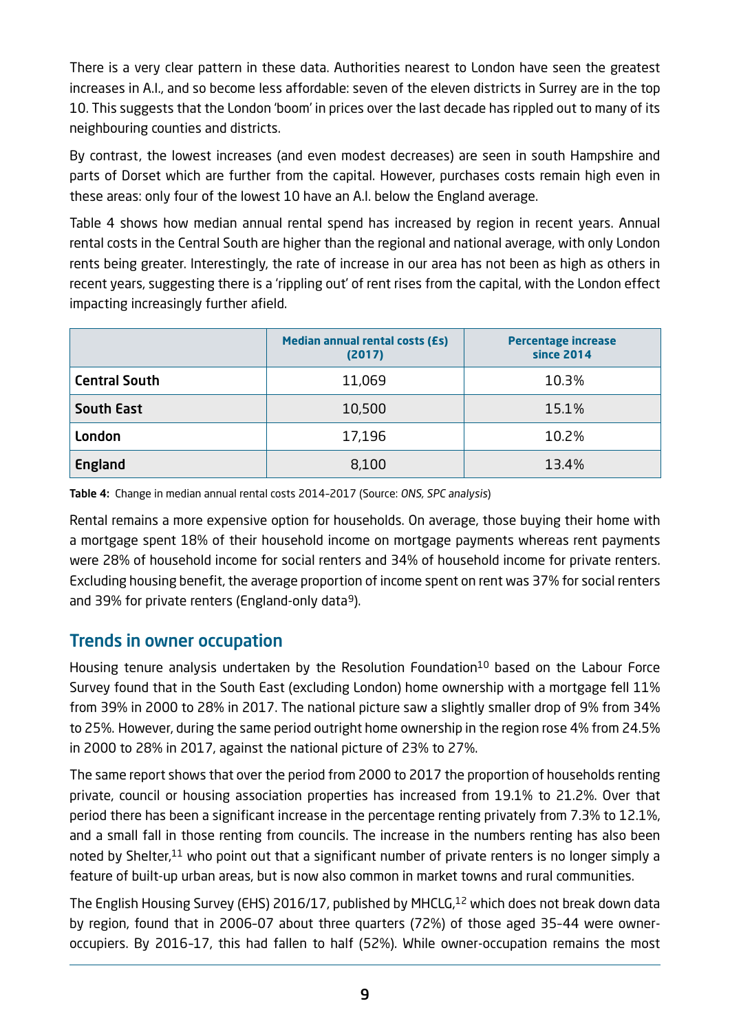There is a very clear pattern in these data. Authorities nearest to London have seen the greatest increases in A.I., and so become less affordable: seven of the eleven districts in Surrey are in the top 10. This suggests that the London 'boom' in prices over the last decade has rippled out to many of its neighbouring counties and districts.

By contrast, the lowest increases (and even modest decreases) are seen in south Hampshire and parts of Dorset which are further from the capital. However, purchases costs remain high even in these areas: only four of the lowest 10 have an A.I. below the England average.

Table 4 shows how median annual rental spend has increased by region in recent years. Annual rental costs in the Central South are higher than the regional and national average, with only London rents being greater. Interestingly, the rate of increase in our area has not been as high as others in recent years, suggesting there is a 'rippling out' of rent rises from the capital, with the London effect impacting increasingly further afield.

| | Median annual rental costs (£s) (2017) | Percentage increase since 2014 |
|---|---|---|
| **Central South** | 11,069 | 10.3% |
| **South East** | 10,500 | 15.1% |
| **London** | 17,196 | 10.2% |
| **England** | 8,100 | 13.4% |

**Table 4:** Change in median annual rental costs 2014–2017 (Source: *ONS, SPC analysis*)

Rental remains a more expensive option for households. On average, those buying their home with a mortgage spent 18% of their household income on mortgage payments whereas rent payments were 28% of household income for social renters and 34% of household income for private renters. Excluding housing benefit, the average proportion of income spent on rent was 37% for social renters and 39% for private renters (England-only data[9]).

## Trends in owner occupation

Housing tenure analysis undertaken by the Resolution Foundation[10] based on the Labour Force Survey found that in the South East (excluding London) home ownership with a mortgage fell 11% from 39% in 2000 to 28% in 2017. The national picture saw a slightly smaller drop of 9% from 34% to 25%. However, during the same period outright home ownership in the region rose 4% from 24.5% in 2000 to 28% in 2017, against the national picture of 23% to 27%.

The same report shows that over the period from 2000 to 2017 the proportion of households renting private, council or housing association properties has increased from 19.1% to 21.2%. Over that period there has been a significant increase in the percentage renting privately from 7.3% to 12.1%, and a small fall in those renting from councils. The increase in the numbers renting has also been noted by Shelter,[11] who point out that a significant number of private renters is no longer simply a feature of built-up urban areas, but is now also common in market towns and rural communities.

The English Housing Survey (EHS) 2016/17, published by MHCLG,[12] which does not break down data by region, found that in 2006-07 about three quarters (72%) of those aged 35-44 were owner-occupiers. By 2016-17, this had fallen to half (52%). While owner-occupation remains the most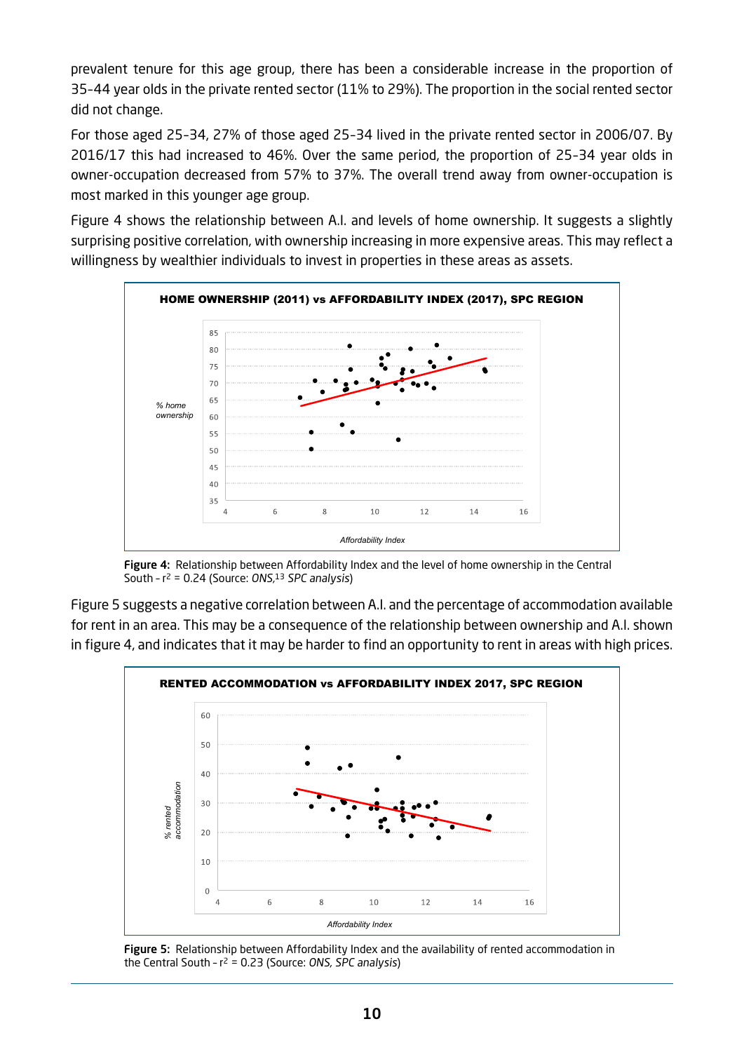prevalent tenure for this age group, there has been a considerable increase in the proportion of 35-44 year olds in the private rented sector (11% to 29%). The proportion in the social rented sector did not change.

For those aged 25-34, 27% of those aged 25-34 lived in the private rented sector in 2006/07. By 2016/17 this had increased to 46%. Over the same period, the proportion of 25-34 year olds in owner-occupation decreased from 57% to 37%. The overall trend away from owner-occupation is most marked in this younger age group.

Figure 4 shows the relationship between A.I. and levels of home ownership. It suggests a slightly surprising positive correlation, with ownership increasing in more expensive areas. This may reflect a willingness by wealthier individuals to invest in properties in these areas as assets.

**HOME OWNERSHIP (2011) vs AFFORDABILITY INDEX (2017), SPC REGION**

**Figure 4:** Relationship between Affordability Index and the level of home ownership in the Central South - $r^2 = 0.24$ (Source: *ONS,*[13] *SPC analysis*)

Figure 5 suggests a negative correlation between A.I. and the percentage of accommodation available for rent in an area. This may be a consequence of the relationship between ownership and A.I. shown in figure 4, and indicates that it may be harder to find an opportunity to rent in areas with high prices.

**RENTED ACCOMMODATION vs AFFORDABILITY INDEX 2017, SPC REGION**

**Figure 5:** Relationship between Affordability Index and the availability of rented accommodation in the Central South - $r^2 = 0.23$ (Source: *ONS, SPC analysis*)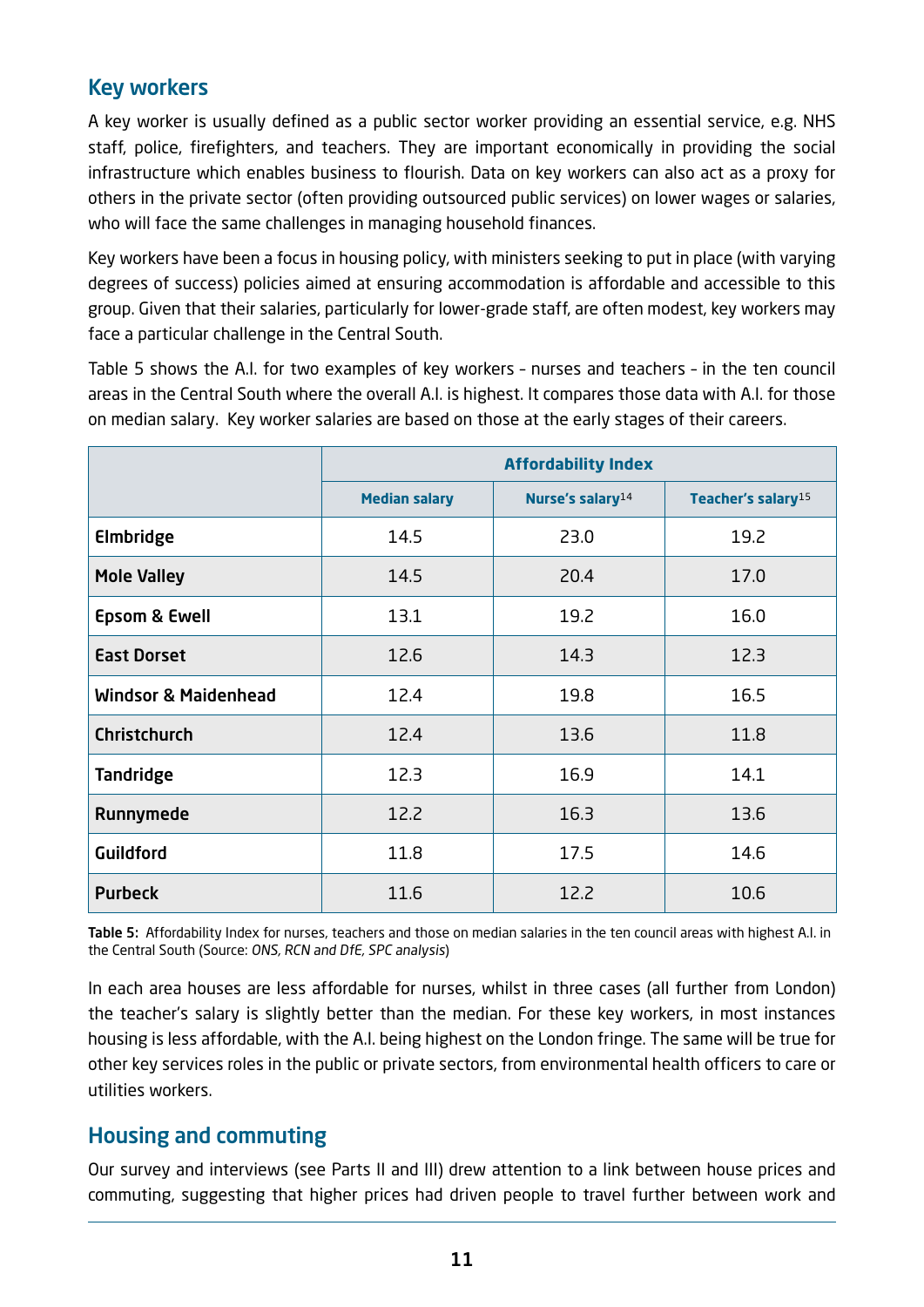## Key workers

A key worker is usually defined as a public sector worker providing an essential service, e.g. NHS staff, police, firefighters, and teachers. They are important economically in providing the social infrastructure which enables business to flourish. Data on key workers can also act as a proxy for others in the private sector (often providing outsourced public services) on lower wages or salaries, who will face the same challenges in managing household finances.

Key workers have been a focus in housing policy, with ministers seeking to put in place (with varying degrees of success) policies aimed at ensuring accommodation is affordable and accessible to this group. Given that their salaries, particularly for lower-grade staff, are often modest, key workers may face a particular challenge in the Central South.

Table 5 shows the A.I. for two examples of key workers - nurses and teachers - in the ten council areas in the Central South where the overall A.I. is highest. It compares those data with A.I. for those on median salary. Key worker salaries are based on those at the early stages of their careers.

| | Affordability Index | | |
|---|---|---|---|
| | **Median salary** | **Nurse's salary**[14] | **Teacher's salary**[15] |
| **Elmbridge** | 14.5 | 23.0 | 19.2 |
| **Mole Valley** | 14.5 | 20.4 | 17.0 |
| **Epsom & Ewell** | 13.1 | 19.2 | 16.0 |
| **East Dorset** | 12.6 | 14.3 | 12.3 |
| **Windsor & Maidenhead** | 12.4 | 19.8 | 16.5 |
| **Christchurch** | 12.4 | 13.6 | 11.8 |
| **Tandridge** | 12.3 | 16.9 | 14.1 |
| **Runnymede** | 12.2 | 16.3 | 13.6 |
| **Guildford** | 11.8 | 17.5 | 14.6 |
| **Purbeck** | 11.6 | 12.2 | 10.6 |

**Table 5:** Affordability Index for nurses, teachers and those on median salaries in the ten council areas with highest A.I. in the Central South (Source: *ONS, RCN and DfE, SPC analysis*)

In each area houses are less affordable for nurses, whilst in three cases (all further from London) the teacher's salary is slightly better than the median. For these key workers, in most instances housing is less affordable, with the A.I. being highest on the London fringe. The same will be true for other key services roles in the public or private sectors, from environmental health officers to care or utilities workers.

## Housing and commuting

Our survey and interviews (see Parts II and III) drew attention to a link between house prices and commuting, suggesting that higher prices had driven people to travel further between work and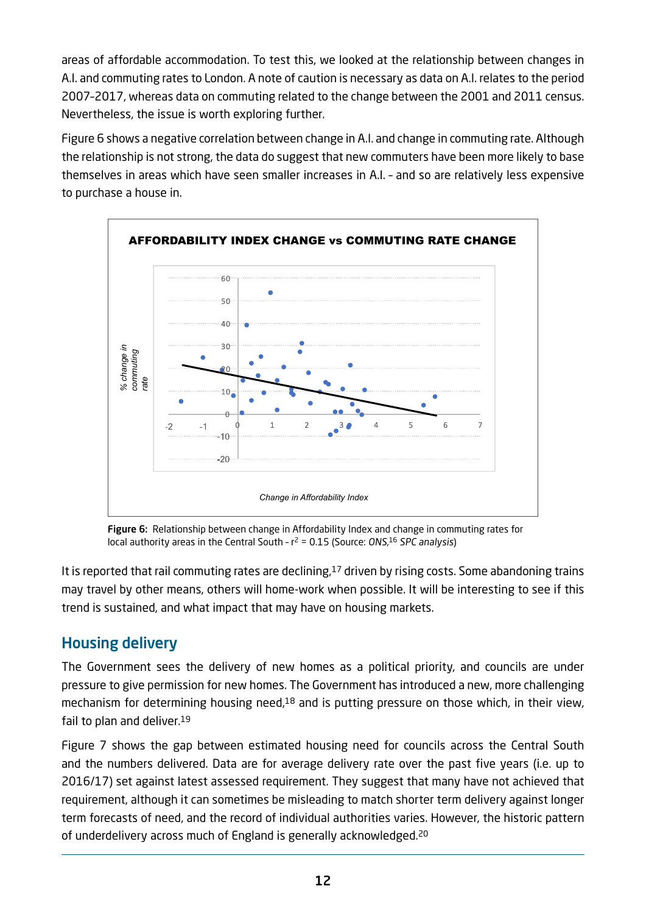areas of affordable accommodation. To test this, we looked at the relationship between changes in A.I. and commuting rates to London. A note of caution is necessary as data on A.I. relates to the period 2007-2017, whereas data on commuting related to the change between the 2001 and 2011 census. Nevertheless, the issue is worth exploring further.

Figure 6 shows a negative correlation between change in A.I. and change in commuting rate. Although the relationship is not strong, the data do suggest that new commuters have been more likely to base themselves in areas which have seen smaller increases in A.I. – and so are relatively less expensive to purchase a house in.

**Figure 6:** Relationship between change in Affordability Index and change in commuting rates for local authority areas in the Central South – $r^2 = 0.15$ (Source: *ONS*,[16] *SPC analysis*)

It is reported that rail commuting rates are declining,[17] driven by rising costs. Some abandoning trains may travel by other means, others will home-work when possible. It will be interesting to see if this trend is sustained, and what impact that may have on housing markets.

## Housing delivery

The Government sees the delivery of new homes as a political priority, and councils are under pressure to give permission for new homes. The Government has introduced a new, more challenging mechanism for determining housing need,[18] and is putting pressure on those which, in their view, fail to plan and deliver.[19]

Figure 7 shows the gap between estimated housing need for councils across the Central South and the numbers delivered. Data are for average delivery rate over the past five years (i.e. up to 2016/17) set against latest assessed requirement. They suggest that many have not achieved that requirement, although it can sometimes be misleading to match shorter term delivery against longer term forecasts of need, and the record of individual authorities varies. However, the historic pattern of underdelivery across much of England is generally acknowledged.[20]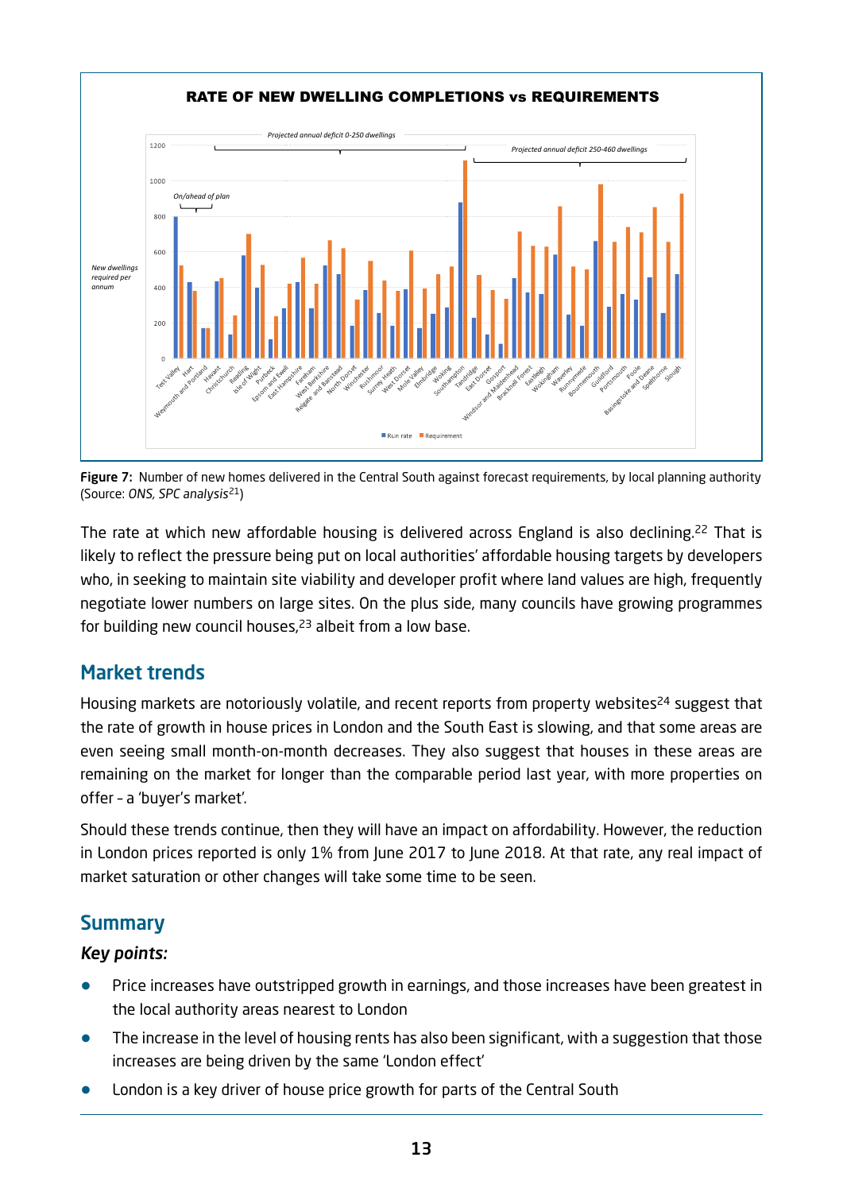Figure 7: Number of new homes delivered in the Central South against forecast requirements, by local planning authority (Source: *ONS, SPC analysis*[21])

The rate at which new affordable housing is delivered across England is also declining.[22] That is likely to reflect the pressure being put on local authorities' affordable housing targets by developers who, in seeking to maintain site viability and developer profit where land values are high, frequently negotiate lower numbers on large sites. On the plus side, many councils have growing programmes for building new council houses,[23] albeit from a low base.

## Market trends

Housing markets are notoriously volatile, and recent reports from property websites[24] suggest that the rate of growth in house prices in London and the South East is slowing, and that some areas are even seeing small month-on-month decreases. They also suggest that houses in these areas are remaining on the market for longer than the comparable period last year, with more properties on offer – a 'buyer's market'.

Should these trends continue, then they will have an impact on affordability. However, the reduction in London prices reported is only 1% from June 2017 to June 2018. At that rate, any real impact of market saturation or other changes will take some time to be seen.

## Summary

***Key points:***

- Price increases have outstripped growth in earnings, and those increases have been greatest in the local authority areas nearest to London
- The increase in the level of housing rents has also been significant, with a suggestion that those increases are being driven by the same 'London effect'
- London is a key driver of house price growth for parts of the Central South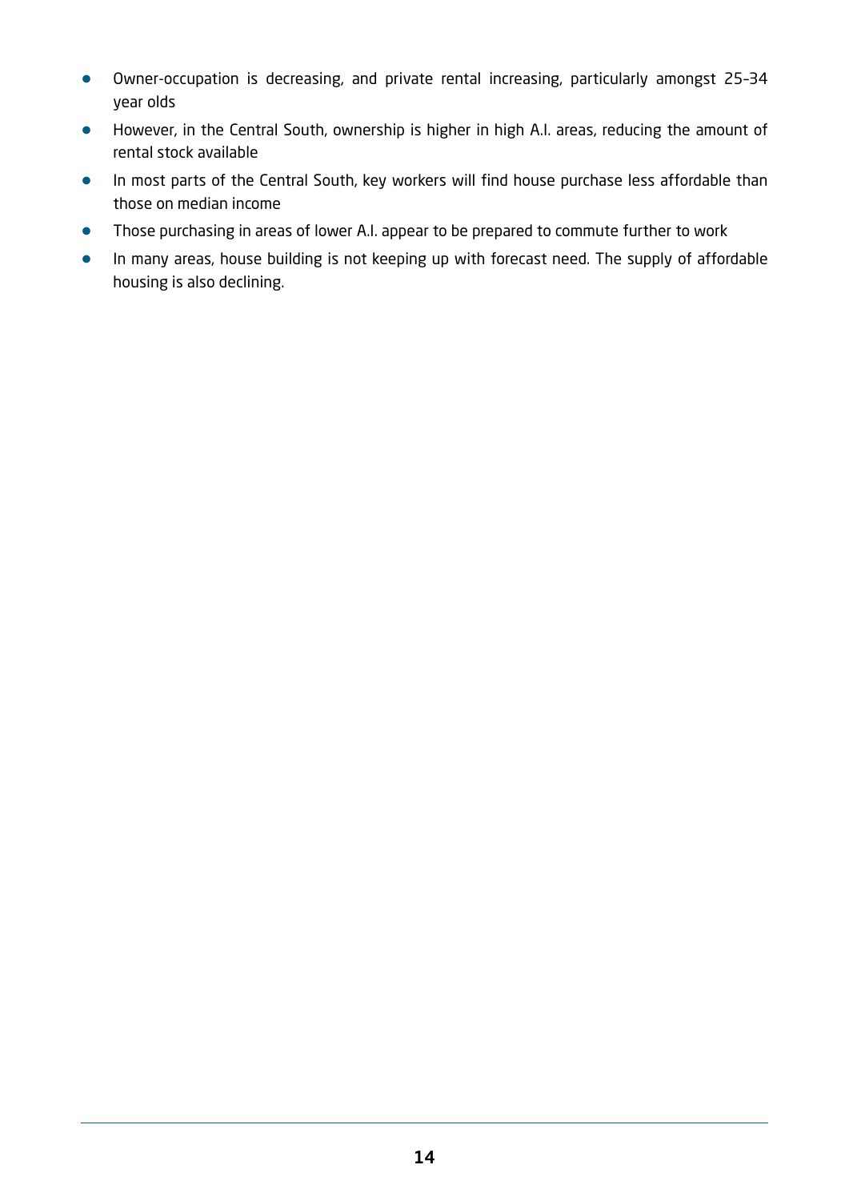- Owner-occupation is decreasing, and private rental increasing, particularly amongst 25-34 year olds
- However, in the Central South, ownership is higher in high A.I. areas, reducing the amount of rental stock available
- In most parts of the Central South, key workers will find house purchase less affordable than those on median income
- Those purchasing in areas of lower A.I. appear to be prepared to commute further to work
- In many areas, house building is not keeping up with forecast need. The supply of affordable housing is also declining.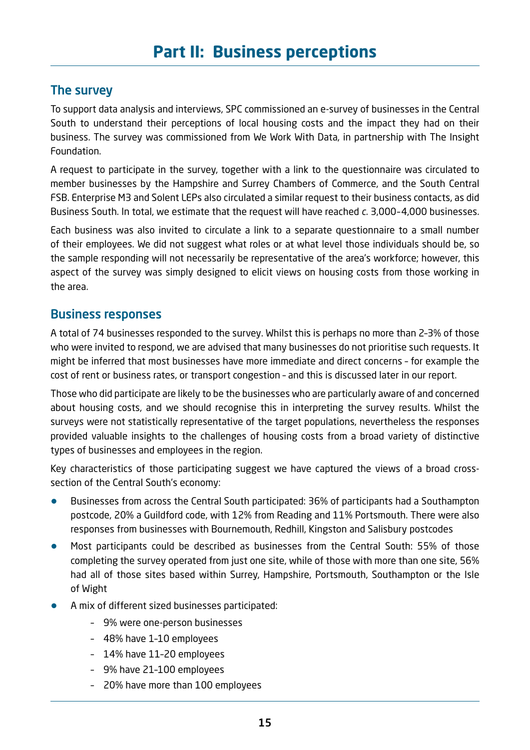# Part II: Business perceptions

## The survey

To support data analysis and interviews, SPC commissioned an e-survey of businesses in the Central South to understand their perceptions of local housing costs and the impact they had on their business. The survey was commissioned from We Work With Data, in partnership with The Insight Foundation.

A request to participate in the survey, together with a link to the questionnaire was circulated to member businesses by the Hampshire and Surrey Chambers of Commerce, and the South Central FSB. Enterprise M3 and Solent LEPs also circulated a similar request to their business contacts, as did Business South. In total, we estimate that the request will have reached *c.* 3,000–4,000 businesses.

Each business was also invited to circulate a link to a separate questionnaire to a small number of their employees. We did not suggest what roles or at what level those individuals should be, so the sample responding will not necessarily be representative of the area's workforce; however, this aspect of the survey was simply designed to elicit views on housing costs from those working in the area.

## Business responses

A total of 74 businesses responded to the survey. Whilst this is perhaps no more than 2–3% of those who were invited to respond, we are advised that many businesses do not prioritise such requests. It might be inferred that most businesses have more immediate and direct concerns – for example the cost of rent or business rates, or transport congestion – and this is discussed later in our report.

Those who did participate are likely to be the businesses who are particularly aware of and concerned about housing costs, and we should recognise this in interpreting the survey results. Whilst the surveys were not statistically representative of the target populations, nevertheless the responses provided valuable insights to the challenges of housing costs from a broad variety of distinctive types of businesses and employees in the region.

Key characteristics of those participating suggest we have captured the views of a broad cross-section of the Central South's economy:

- Businesses from across the Central South participated: 36% of participants had a Southampton postcode, 20% a Guildford code, with 12% from Reading and 11% Portsmouth. There were also responses from businesses with Bournemouth, Redhill, Kingston and Salisbury postcodes
- Most participants could be described as businesses from the Central South: 55% of those completing the survey operated from just one site, while of those with more than one site, 56% had all of those sites based within Surrey, Hampshire, Portsmouth, Southampton or the Isle of Wight
- A mix of different sized businesses participated:
  - 9% were one-person businesses
  - 48% have 1-10 employees
  - 14% have 11-20 employees
  - 9% have 21-100 employees
  - 20% have more than 100 employees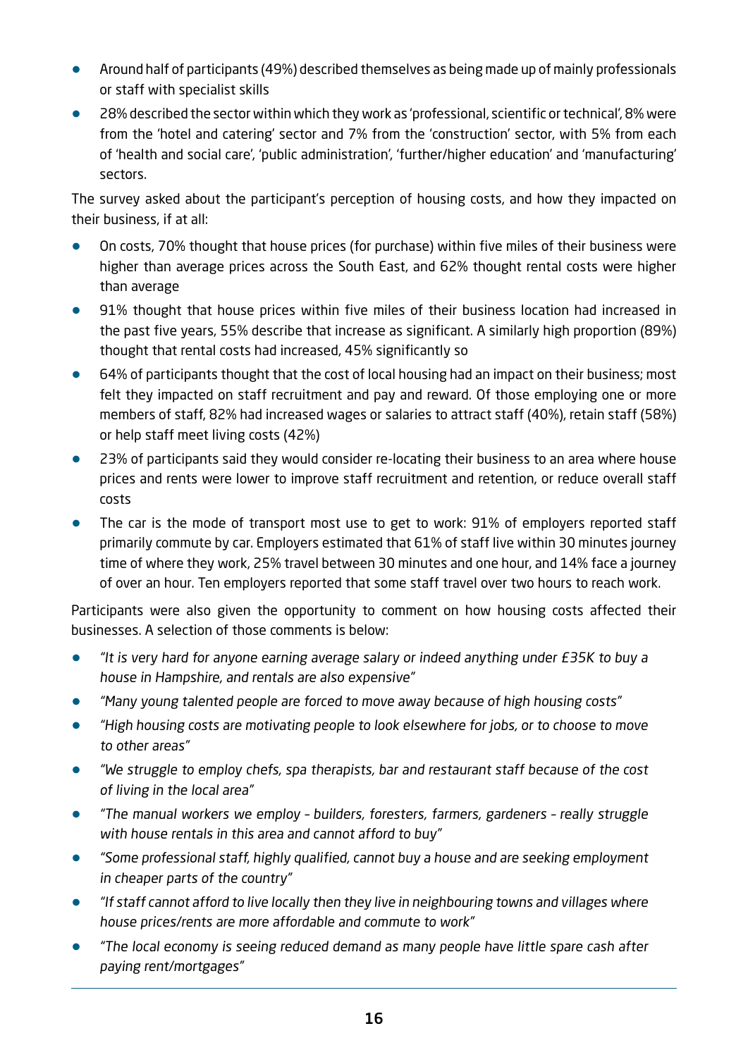- Around half of participants (49%) described themselves as being made up of mainly professionals or staff with specialist skills
- 28% described the sector within which they work as 'professional, scientific or technical', 8% were from the 'hotel and catering' sector and 7% from the 'construction' sector, with 5% from each of 'health and social care', 'public administration', 'further/higher education' and 'manufacturing' sectors.

The survey asked about the participant's perception of housing costs, and how they impacted on their business, if at all:

- On costs, 70% thought that house prices (for purchase) within five miles of their business were higher than average prices across the South East, and 62% thought rental costs were higher than average
- 91% thought that house prices within five miles of their business location had increased in the past five years, 55% describe that increase as significant. A similarly high proportion (89%) thought that rental costs had increased, 45% significantly so
- 64% of participants thought that the cost of local housing had an impact on their business; most felt they impacted on staff recruitment and pay and reward. Of those employing one or more members of staff, 82% had increased wages or salaries to attract staff (40%), retain staff (58%) or help staff meet living costs (42%)
- 23% of participants said they would consider re-locating their business to an area where house prices and rents were lower to improve staff recruitment and retention, or reduce overall staff costs
- The car is the mode of transport most use to get to work: 91% of employers reported staff primarily commute by car. Employers estimated that 61% of staff live within 30 minutes journey time of where they work, 25% travel between 30 minutes and one hour, and 14% face a journey of over an hour. Ten employers reported that some staff travel over two hours to reach work.

Participants were also given the opportunity to comment on how housing costs affected their businesses. A selection of those comments is below:

- *"It is very hard for anyone earning average salary or indeed anything under £35K to buy a house in Hampshire, and rentals are also expensive"*
- *"Many young talented people are forced to move away because of high housing costs"*
- *"High housing costs are motivating people to look elsewhere for jobs, or to choose to move to other areas"*
- *"We struggle to employ chefs, spa therapists, bar and restaurant staff because of the cost of living in the local area"*
- *"The manual workers we employ – builders, foresters, farmers, gardeners – really struggle with house rentals in this area and cannot afford to buy"*
- *"Some professional staff, highly qualified, cannot buy a house and are seeking employment in cheaper parts of the country"*
- *"If staff cannot afford to live locally then they live in neighbouring towns and villages where house prices/rents are more affordable and commute to work"*
- *"The local economy is seeing reduced demand as many people have little spare cash after paying rent/mortgages"*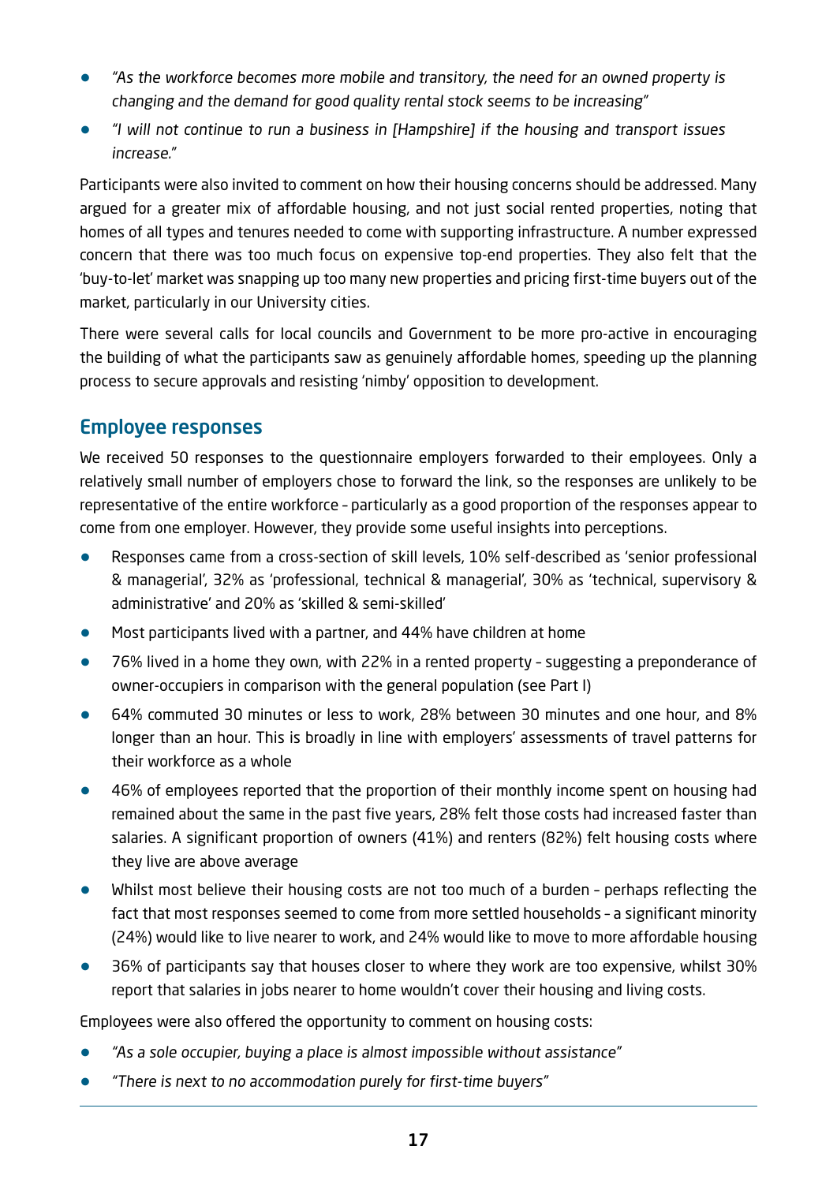- *"As the workforce becomes more mobile and transitory, the need for an owned property is changing and the demand for good quality rental stock seems to be increasing"*
- *"I will not continue to run a business in [Hampshire] if the housing and transport issues increase."*

Participants were also invited to comment on how their housing concerns should be addressed. Many argued for a greater mix of affordable housing, and not just social rented properties, noting that homes of all types and tenures needed to come with supporting infrastructure. A number expressed concern that there was too much focus on expensive top-end properties. They also felt that the 'buy-to-let' market was snapping up too many new properties and pricing first-time buyers out of the market, particularly in our University cities.

There were several calls for local councils and Government to be more pro-active in encouraging the building of what the participants saw as genuinely affordable homes, speeding up the planning process to secure approvals and resisting 'nimby' opposition to development.

## Employee responses

We received 50 responses to the questionnaire employers forwarded to their employees. Only a relatively small number of employers chose to forward the link, so the responses are unlikely to be representative of the entire workforce – particularly as a good proportion of the responses appear to come from one employer. However, they provide some useful insights into perceptions.

- Responses came from a cross-section of skill levels, 10% self-described as 'senior professional & managerial', 32% as 'professional, technical & managerial', 30% as 'technical, supervisory & administrative' and 20% as 'skilled & semi-skilled'
- Most participants lived with a partner, and 44% have children at home
- 76% lived in a home they own, with 22% in a rented property – suggesting a preponderance of owner-occupiers in comparison with the general population (see Part I)
- 64% commuted 30 minutes or less to work, 28% between 30 minutes and one hour, and 8% longer than an hour. This is broadly in line with employers' assessments of travel patterns for their workforce as a whole
- 46% of employees reported that the proportion of their monthly income spent on housing had remained about the same in the past five years, 28% felt those costs had increased faster than salaries. A significant proportion of owners (41%) and renters (82%) felt housing costs where they live are above average
- Whilst most believe their housing costs are not too much of a burden – perhaps reflecting the fact that most responses seemed to come from more settled households – a significant minority (24%) would like to live nearer to work, and 24% would like to move to more affordable housing
- 36% of participants say that houses closer to where they work are too expensive, whilst 30% report that salaries in jobs nearer to home wouldn't cover their housing and living costs.

Employees were also offered the opportunity to comment on housing costs:

- *"As a sole occupier, buying a place is almost impossible without assistance"*
- *"There is next to no accommodation purely for first-time buyers"*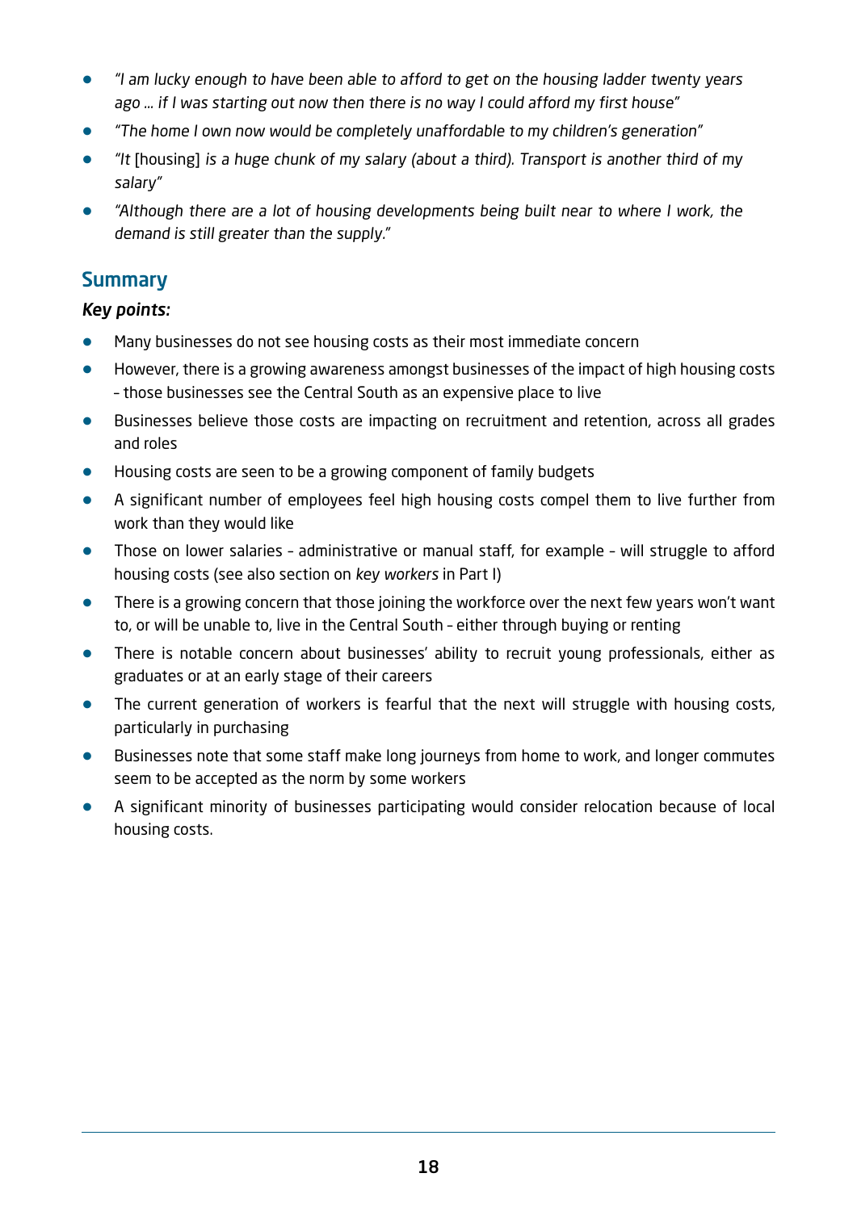- *"I am lucky enough to have been able to afford to get on the housing ladder twenty years ago … if I was starting out now then there is no way I could afford my first house"*
- *"The home I own now would be completely unaffordable to my children's generation"*
- *"It* [housing] *is a huge chunk of my salary (about a third). Transport is another third of my salary"*
- *"Although there are a lot of housing developments being built near to where I work, the demand is still greater than the supply."*

## Summary

***Key points:***

- Many businesses do not see housing costs as their most immediate concern
- However, there is a growing awareness amongst businesses of the impact of high housing costs – those businesses see the Central South as an expensive place to live
- Businesses believe those costs are impacting on recruitment and retention, across all grades and roles
- Housing costs are seen to be a growing component of family budgets
- A significant number of employees feel high housing costs compel them to live further from work than they would like
- Those on lower salaries – administrative or manual staff, for example – will struggle to afford housing costs (see also section on *key workers* in Part I)
- There is a growing concern that those joining the workforce over the next few years won't want to, or will be unable to, live in the Central South – either through buying or renting
- There is notable concern about businesses' ability to recruit young professionals, either as graduates or at an early stage of their careers
- The current generation of workers is fearful that the next will struggle with housing costs, particularly in purchasing
- Businesses note that some staff make long journeys from home to work, and longer commutes seem to be accepted as the norm by some workers
- A significant minority of businesses participating would consider relocation because of local housing costs.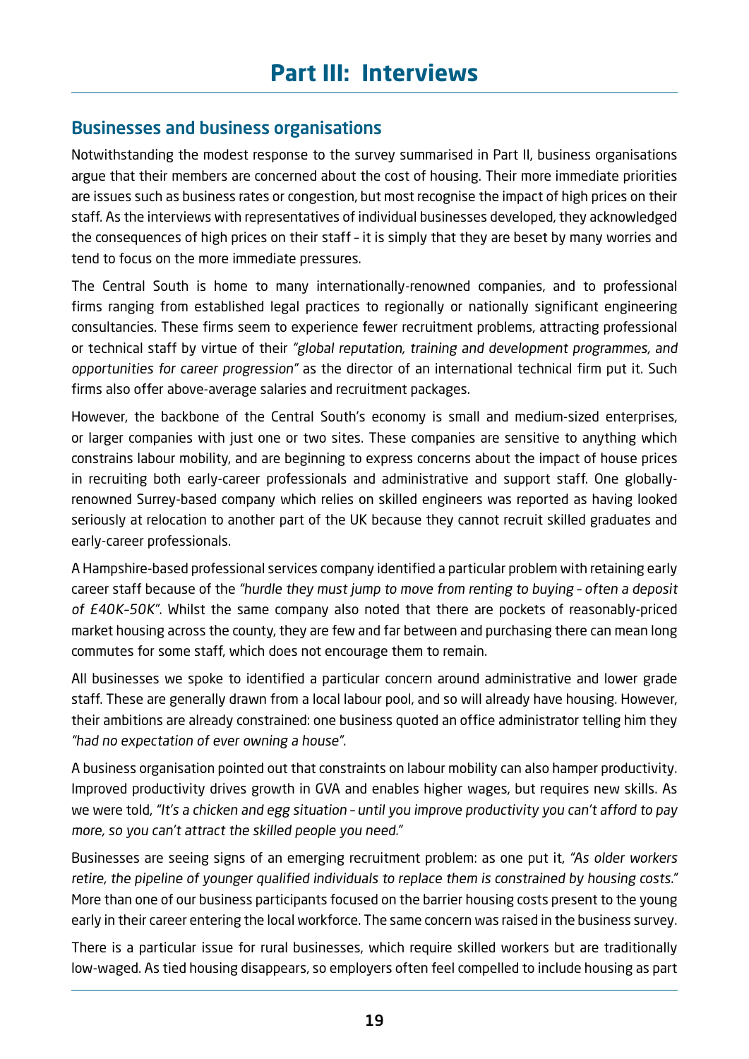# Part III: Interviews

## Businesses and business organisations

Notwithstanding the modest response to the survey summarised in Part II, business organisations argue that their members are concerned about the cost of housing. Their more immediate priorities are issues such as business rates or congestion, but most recognise the impact of high prices on their staff. As the interviews with representatives of individual businesses developed, they acknowledged the consequences of high prices on their staff – it is simply that they are beset by many worries and tend to focus on the more immediate pressures.

The Central South is home to many internationally-renowned companies, and to professional firms ranging from established legal practices to regionally or nationally significant engineering consultancies. These firms seem to experience fewer recruitment problems, attracting professional or technical staff by virtue of their *"global reputation, training and development programmes, and opportunities for career progression"* as the director of an international technical firm put it. Such firms also offer above-average salaries and recruitment packages.

However, the backbone of the Central South's economy is small and medium-sized enterprises, or larger companies with just one or two sites. These companies are sensitive to anything which constrains labour mobility, and are beginning to express concerns about the impact of house prices in recruiting both early-career professionals and administrative and support staff. One globally-renowned Surrey-based company which relies on skilled engineers was reported as having looked seriously at relocation to another part of the UK because they cannot recruit skilled graduates and early-career professionals.

A Hampshire-based professional services company identified a particular problem with retaining early career staff because of the *"hurdle they must jump to move from renting to buying – often a deposit of £40K–50K"*. Whilst the same company also noted that there are pockets of reasonably-priced market housing across the county, they are few and far between and purchasing there can mean long commutes for some staff, which does not encourage them to remain.

All businesses we spoke to identified a particular concern around administrative and lower grade staff. These are generally drawn from a local labour pool, and so will already have housing. However, their ambitions are already constrained: one business quoted an office administrator telling him they *"had no expectation of ever owning a house"*.

A business organisation pointed out that constraints on labour mobility can also hamper productivity. Improved productivity drives growth in GVA and enables higher wages, but requires new skills. As we were told, *"It's a chicken and egg situation – until you improve productivity you can't afford to pay more, so you can't attract the skilled people you need."*

Businesses are seeing signs of an emerging recruitment problem: as one put it, *"As older workers retire, the pipeline of younger qualified individuals to replace them is constrained by housing costs."* More than one of our business participants focused on the barrier housing costs present to the young early in their career entering the local workforce. The same concern was raised in the business survey.

There is a particular issue for rural businesses, which require skilled workers but are traditionally low-waged. As tied housing disappears, so employers often feel compelled to include housing as part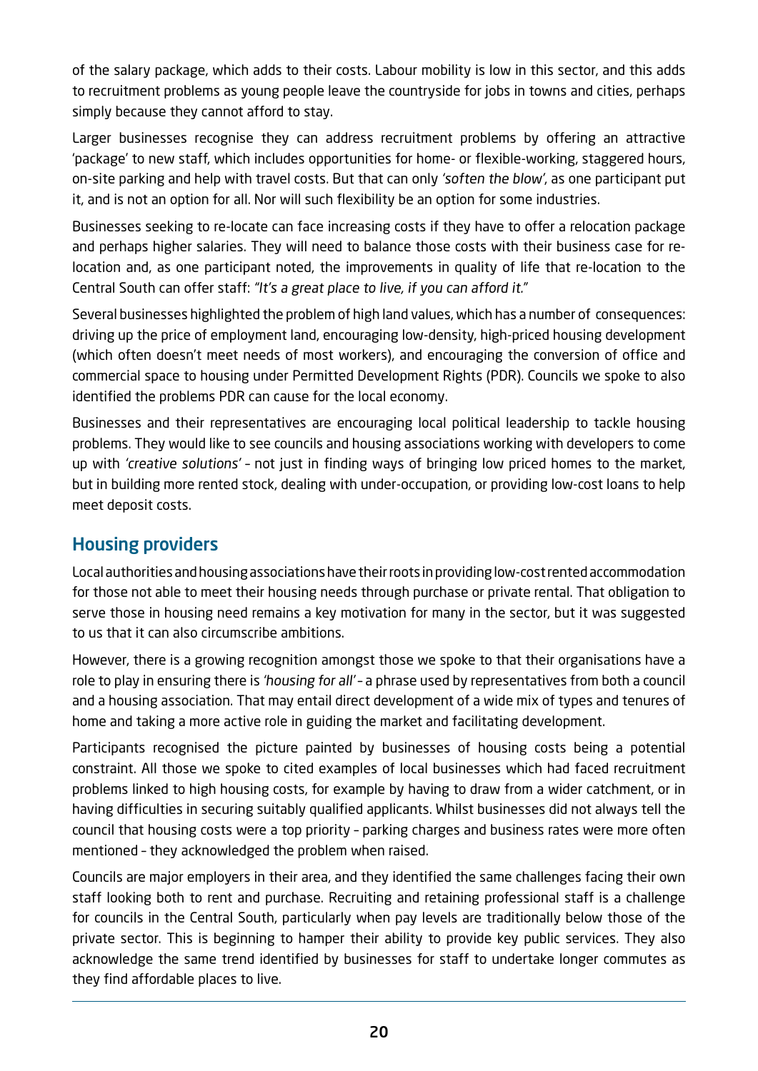of the salary package, which adds to their costs. Labour mobility is low in this sector, and this adds to recruitment problems as young people leave the countryside for jobs in towns and cities, perhaps simply because they cannot afford to stay.

Larger businesses recognise they can address recruitment problems by offering an attractive 'package' to new staff, which includes opportunities for home- or flexible-working, staggered hours, on-site parking and help with travel costs. But that can only *'soften the blow'*, as one participant put it, and is not an option for all. Nor will such flexibility be an option for some industries.

Businesses seeking to re-locate can face increasing costs if they have to offer a relocation package and perhaps higher salaries. They will need to balance those costs with their business case for re-location and, as one participant noted, the improvements in quality of life that re-location to the Central South can offer staff: *"It's a great place to live, if you can afford it."*

Several businesses highlighted the problem of high land values, which has a number of consequences: driving up the price of employment land, encouraging low-density, high-priced housing development (which often doesn't meet needs of most workers), and encouraging the conversion of office and commercial space to housing under Permitted Development Rights (PDR). Councils we spoke to also identified the problems PDR can cause for the local economy.

Businesses and their representatives are encouraging local political leadership to tackle housing problems. They would like to see councils and housing associations working with developers to come up with *'creative solutions'* – not just in finding ways of bringing low priced homes to the market, but in building more rented stock, dealing with under-occupation, or providing low-cost loans to help meet deposit costs.

## Housing providers

Local authorities and housing associations have their roots in providing low-cost rented accommodation for those not able to meet their housing needs through purchase or private rental. That obligation to serve those in housing need remains a key motivation for many in the sector, but it was suggested to us that it can also circumscribe ambitions.

However, there is a growing recognition amongst those we spoke to that their organisations have a role to play in ensuring there is *'housing for all'* – a phrase used by representatives from both a council and a housing association. That may entail direct development of a wide mix of types and tenures of home and taking a more active role in guiding the market and facilitating development.

Participants recognised the picture painted by businesses of housing costs being a potential constraint. All those we spoke to cited examples of local businesses which had faced recruitment problems linked to high housing costs, for example by having to draw from a wider catchment, or in having difficulties in securing suitably qualified applicants. Whilst businesses did not always tell the council that housing costs were a top priority – parking charges and business rates were more often mentioned – they acknowledged the problem when raised.

Councils are major employers in their area, and they identified the same challenges facing their own staff looking both to rent and purchase. Recruiting and retaining professional staff is a challenge for councils in the Central South, particularly when pay levels are traditionally below those of the private sector. This is beginning to hamper their ability to provide key public services. They also acknowledge the same trend identified by businesses for staff to undertake longer commutes as they find affordable places to live.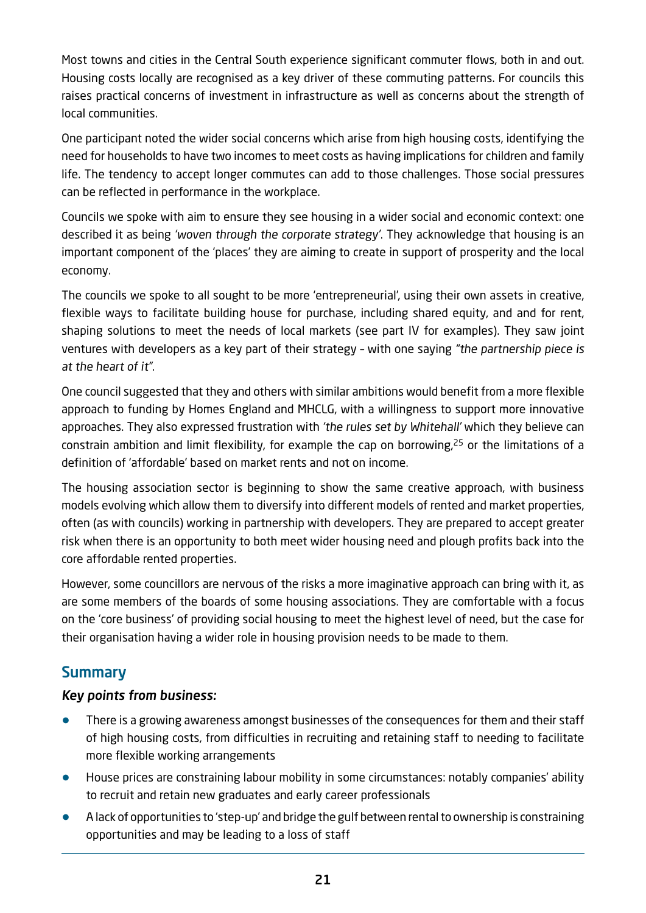Most towns and cities in the Central South experience significant commuter flows, both in and out. Housing costs locally are recognised as a key driver of these commuting patterns. For councils this raises practical concerns of investment in infrastructure as well as concerns about the strength of local communities.

One participant noted the wider social concerns which arise from high housing costs, identifying the need for households to have two incomes to meet costs as having implications for children and family life. The tendency to accept longer commutes can add to those challenges. Those social pressures can be reflected in performance in the workplace.

Councils we spoke with aim to ensure they see housing in a wider social and economic context: one described it as being *'woven through the corporate strategy'*. They acknowledge that housing is an important component of the 'places' they are aiming to create in support of prosperity and the local economy.

The councils we spoke to all sought to be more 'entrepreneurial', using their own assets in creative, flexible ways to facilitate building house for purchase, including shared equity, and and for rent, shaping solutions to meet the needs of local markets (see part IV for examples). They saw joint ventures with developers as a key part of their strategy – with one saying *"the partnership piece is at the heart of it"*.

One council suggested that they and others with similar ambitions would benefit from a more flexible approach to funding by Homes England and MHCLG, with a willingness to support more innovative approaches. They also expressed frustration with *'the rules set by Whitehall'* which they believe can constrain ambition and limit flexibility, for example the cap on borrowing,[25] or the limitations of a definition of 'affordable' based on market rents and not on income.

The housing association sector is beginning to show the same creative approach, with business models evolving which allow them to diversify into different models of rented and market properties, often (as with councils) working in partnership with developers. They are prepared to accept greater risk when there is an opportunity to both meet wider housing need and plough profits back into the core affordable rented properties.

However, some councillors are nervous of the risks a more imaginative approach can bring with it, as are some members of the boards of some housing associations. They are comfortable with a focus on the 'core business' of providing social housing to meet the highest level of need, but the case for their organisation having a wider role in housing provision needs to be made to them.

## Summary

### *Key points from business:*

- There is a growing awareness amongst businesses of the consequences for them and their staff of high housing costs, from difficulties in recruiting and retaining staff to needing to facilitate more flexible working arrangements
- House prices are constraining labour mobility in some circumstances: notably companies' ability to recruit and retain new graduates and early career professionals
- A lack of opportunities to 'step-up' and bridge the gulf between rental to ownership is constraining opportunities and may be leading to a loss of staff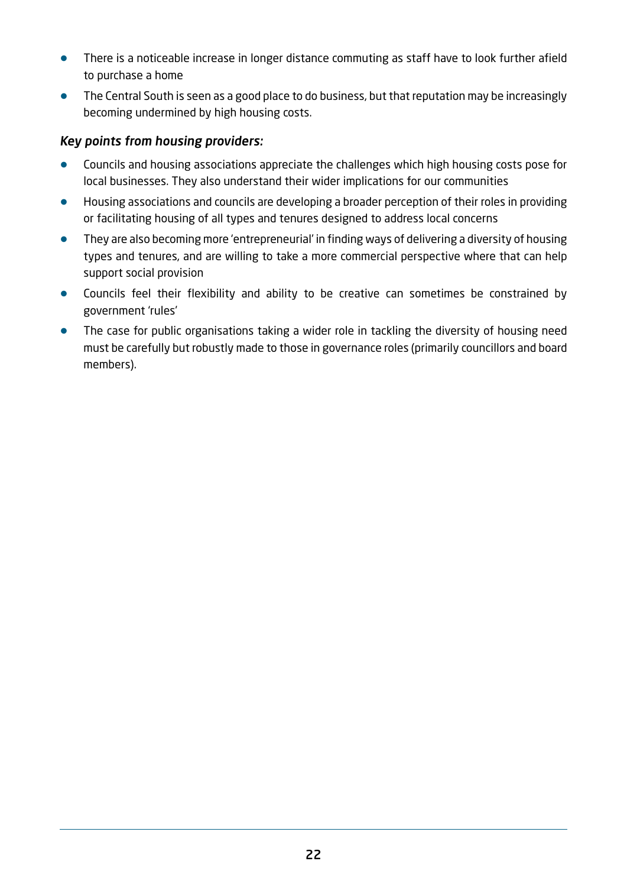- There is a noticeable increase in longer distance commuting as staff have to look further afield to purchase a home
- The Central South is seen as a good place to do business, but that reputation may be increasingly becoming undermined by high housing costs.

*Key points from housing providers:*

- Councils and housing associations appreciate the challenges which high housing costs pose for local businesses. They also understand their wider implications for our communities
- Housing associations and councils are developing a broader perception of their roles in providing or facilitating housing of all types and tenures designed to address local concerns
- They are also becoming more 'entrepreneurial' in finding ways of delivering a diversity of housing types and tenures, and are willing to take a more commercial perspective where that can help support social provision
- Councils feel their flexibility and ability to be creative can sometimes be constrained by government 'rules'
- The case for public organisations taking a wider role in tackling the diversity of housing need must be carefully but robustly made to those in governance roles (primarily councillors and board members).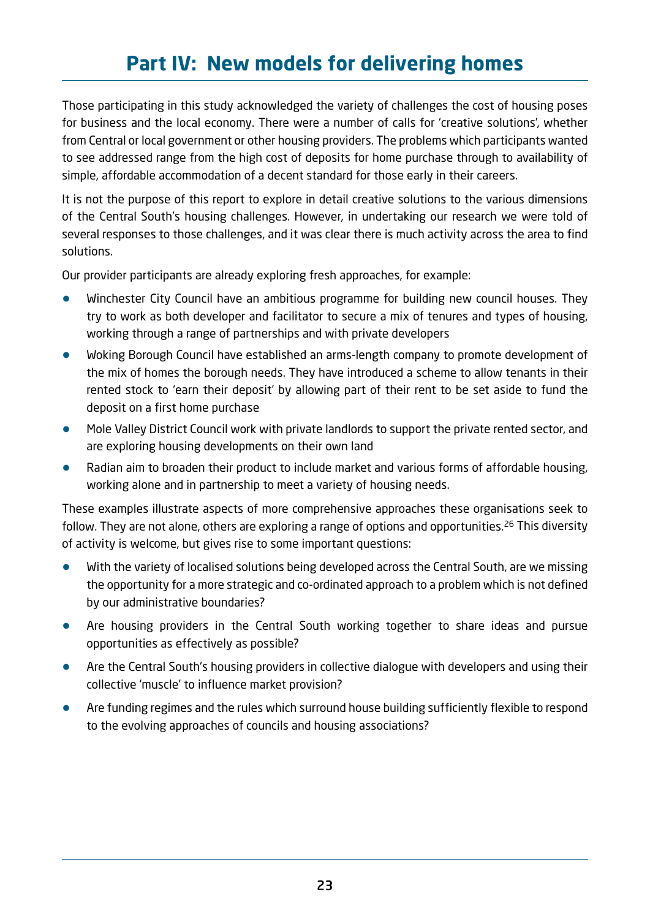# Part IV: New models for delivering homes

Those participating in this study acknowledged the variety of challenges the cost of housing poses for business and the local economy. There were a number of calls for 'creative solutions', whether from Central or local government or other housing providers. The problems which participants wanted to see addressed range from the high cost of deposits for home purchase through to availability of simple, affordable accommodation of a decent standard for those early in their careers.

It is not the purpose of this report to explore in detail creative solutions to the various dimensions of the Central South's housing challenges. However, in undertaking our research we were told of several responses to those challenges, and it was clear there is much activity across the area to find solutions.

Our provider participants are already exploring fresh approaches, for example:

- Winchester City Council have an ambitious programme for building new council houses. They try to work as both developer and facilitator to secure a mix of tenures and types of housing, working through a range of partnerships and with private developers
- Woking Borough Council have established an arms-length company to promote development of the mix of homes the borough needs. They have introduced a scheme to allow tenants in their rented stock to 'earn their deposit' by allowing part of their rent to be set aside to fund the deposit on a first home purchase
- Mole Valley District Council work with private landlords to support the private rented sector, and are exploring housing developments on their own land
- Radian aim to broaden their product to include market and various forms of affordable housing, working alone and in partnership to meet a variety of housing needs.

These examples illustrate aspects of more comprehensive approaches these organisations seek to follow. They are not alone, others are exploring a range of options and opportunities.[26] This diversity of activity is welcome, but gives rise to some important questions:

- With the variety of localised solutions being developed across the Central South, are we missing the opportunity for a more strategic and co-ordinated approach to a problem which is not defined by our administrative boundaries?
- Are housing providers in the Central South working together to share ideas and pursue opportunities as effectively as possible?
- Are the Central South's housing providers in collective dialogue with developers and using their collective 'muscle' to influence market provision?
- Are funding regimes and the rules which surround house building sufficiently flexible to respond to the evolving approaches of councils and housing associations?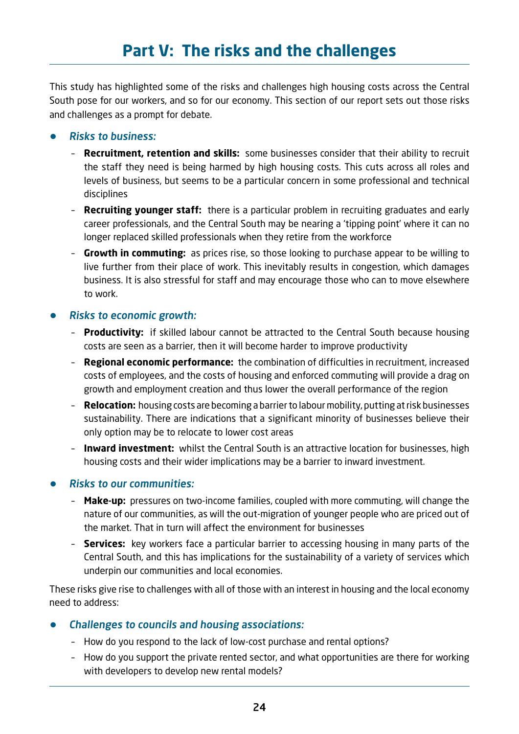# Part V: The risks and the challenges

This study has highlighted some of the risks and challenges high housing costs across the Central South pose for our workers, and so for our economy. This section of our report sets out those risks and challenges as a prompt for debate.

- *Risks to business:*
  - **Recruitment, retention and skills:** some businesses consider that their ability to recruit the staff they need is being harmed by high housing costs. This cuts across all roles and levels of business, but seems to be a particular concern in some professional and technical disciplines
  - **Recruiting younger staff:** there is a particular problem in recruiting graduates and early career professionals, and the Central South may be nearing a 'tipping point' where it can no longer replaced skilled professionals when they retire from the workforce
  - **Growth in commuting:** as prices rise, so those looking to purchase appear to be willing to live further from their place of work. This inevitably results in congestion, which damages business. It is also stressful for staff and may encourage those who can to move elsewhere to work.
- *Risks to economic growth:*
  - **Productivity:** if skilled labour cannot be attracted to the Central South because housing costs are seen as a barrier, then it will become harder to improve productivity
  - **Regional economic performance:** the combination of difficulties in recruitment, increased costs of employees, and the costs of housing and enforced commuting will provide a drag on growth and employment creation and thus lower the overall performance of the region
  - **Relocation:** housing costs are becoming a barrier to labour mobility, putting at risk businesses sustainability. There are indications that a significant minority of businesses believe their only option may be to relocate to lower cost areas
  - **Inward investment:** whilst the Central South is an attractive location for businesses, high housing costs and their wider implications may be a barrier to inward investment.
- *Risks to our communities:*
  - **Make-up:** pressures on two-income families, coupled with more commuting, will change the nature of our communities, as will the out-migration of younger people who are priced out of the market. That in turn will affect the environment for businesses
  - **Services:** key workers face a particular barrier to accessing housing in many parts of the Central South, and this has implications for the sustainability of a variety of services which underpin our communities and local economies.

These risks give rise to challenges with all of those with an interest in housing and the local economy need to address:

- *Challenges to councils and housing associations:*
  - How do you respond to the lack of low-cost purchase and rental options?
  - How do you support the private rented sector, and what opportunities are there for working with developers to develop new rental models?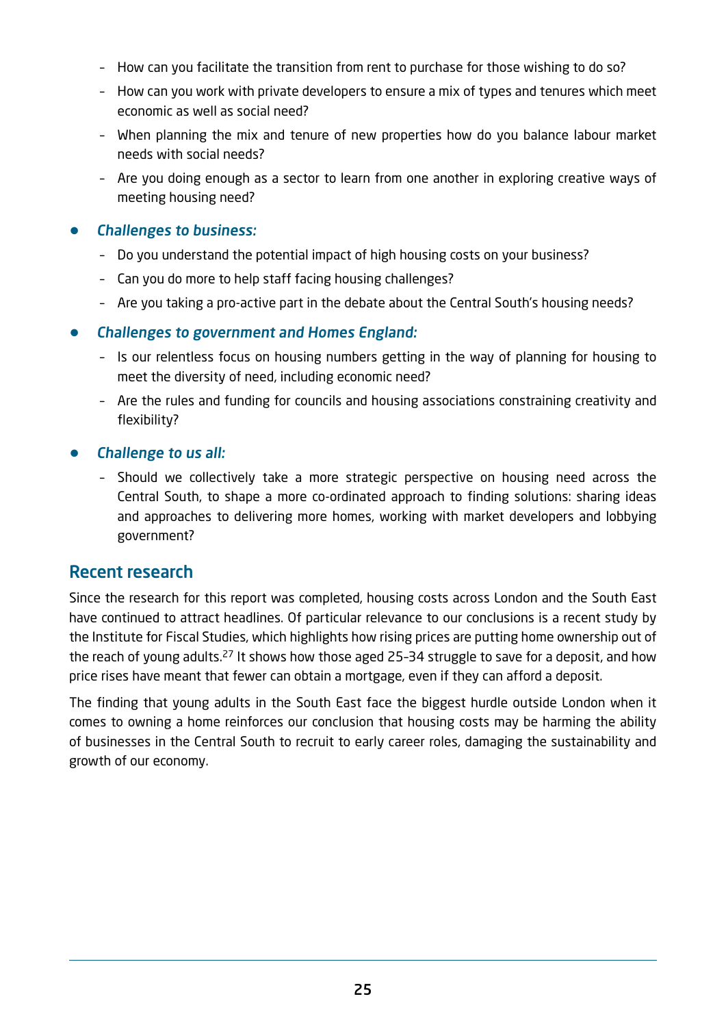- How can you facilitate the transition from rent to purchase for those wishing to do so?
  - How can you work with private developers to ensure a mix of types and tenures which meet economic as well as social need?
  - When planning the mix and tenure of new properties how do you balance labour market needs with social needs?
  - Are you doing enough as a sector to learn from one another in exploring creative ways of meeting housing need?

- ***Challenges to business:***
  - Do you understand the potential impact of high housing costs on your business?
  - Can you do more to help staff facing housing challenges?
  - Are you taking a pro-active part in the debate about the Central South's housing needs?

- ***Challenges to government and Homes England:***
  - Is our relentless focus on housing numbers getting in the way of planning for housing to meet the diversity of need, including economic need?
  - Are the rules and funding for councils and housing associations constraining creativity and flexibility?

- ***Challenge to us all:***
  - Should we collectively take a more strategic perspective on housing need across the Central South, to shape a more co-ordinated approach to finding solutions: sharing ideas and approaches to delivering more homes, working with market developers and lobbying government?

## Recent research

Since the research for this report was completed, housing costs across London and the South East have continued to attract headlines. Of particular relevance to our conclusions is a recent study by the Institute for Fiscal Studies, which highlights how rising prices are putting home ownership out of the reach of young adults.[27] It shows how those aged 25-34 struggle to save for a deposit, and how price rises have meant that fewer can obtain a mortgage, even if they can afford a deposit.

The finding that young adults in the South East face the biggest hurdle outside London when it comes to owning a home reinforces our conclusion that housing costs may be harming the ability of businesses in the Central South to recruit to early career roles, damaging the sustainability and growth of our economy.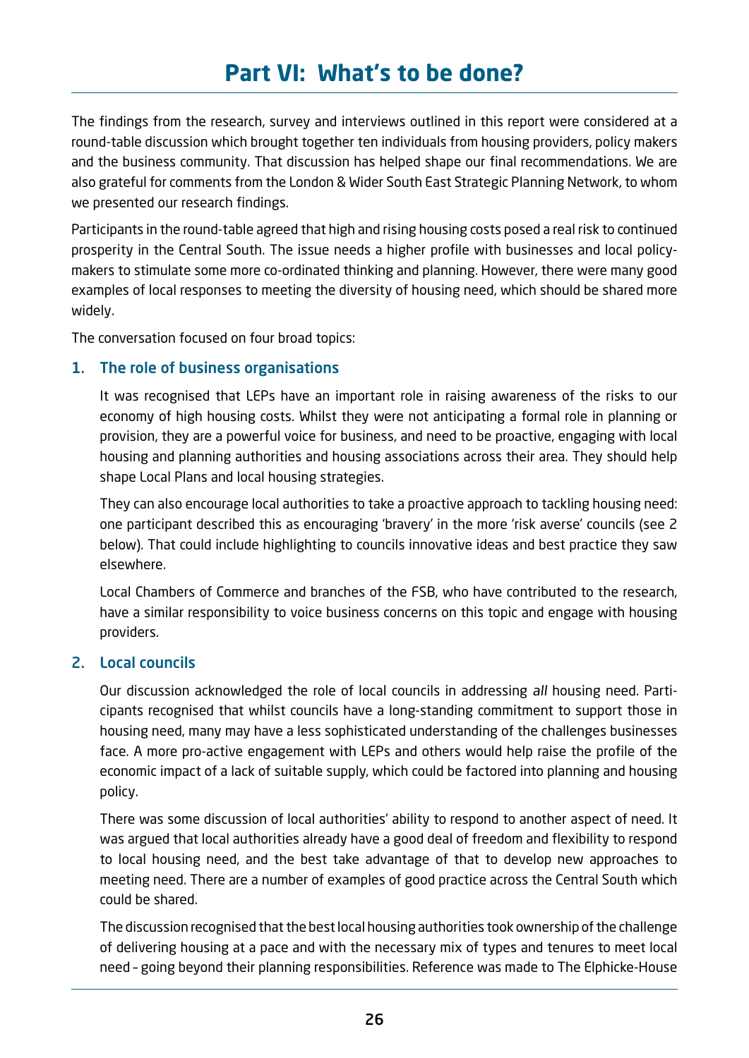# Part VI: What's to be done?

The findings from the research, survey and interviews outlined in this report were considered at a round-table discussion which brought together ten individuals from housing providers, policy makers and the business community. That discussion has helped shape our final recommendations. We are also grateful for comments from the London & Wider South East Strategic Planning Network, to whom we presented our research findings.

Participants in the round-table agreed that high and rising housing costs posed a real risk to continued prosperity in the Central South. The issue needs a higher profile with businesses and local policy-makers to stimulate some more co-ordinated thinking and planning. However, there were many good examples of local responses to meeting the diversity of housing need, which should be shared more widely.

The conversation focused on four broad topics:

### 1. The role of business organisations

It was recognised that LEPs have an important role in raising awareness of the risks to our economy of high housing costs. Whilst they were not anticipating a formal role in planning or provision, they are a powerful voice for business, and need to be proactive, engaging with local housing and planning authorities and housing associations across their area. They should help shape Local Plans and local housing strategies.

They can also encourage local authorities to take a proactive approach to tackling housing need: one participant described this as encouraging 'bravery' in the more 'risk averse' councils (see 2 below). That could include highlighting to councils innovative ideas and best practice they saw elsewhere.

Local Chambers of Commerce and branches of the FSB, who have contributed to the research, have a similar responsibility to voice business concerns on this topic and engage with housing providers.

### 2. Local councils

Our discussion acknowledged the role of local councils in addressing *all* housing need. Participants recognised that whilst councils have a long-standing commitment to support those in housing need, many may have a less sophisticated understanding of the challenges businesses face. A more pro-active engagement with LEPs and others would help raise the profile of the economic impact of a lack of suitable supply, which could be factored into planning and housing policy.

There was some discussion of local authorities' ability to respond to another aspect of need. It was argued that local authorities already have a good deal of freedom and flexibility to respond to local housing need, and the best take advantage of that to develop new approaches to meeting need. There are a number of examples of good practice across the Central South which could be shared.

The discussion recognised that the best local housing authorities took ownership of the challenge of delivering housing at a pace and with the necessary mix of types and tenures to meet local need – going beyond their planning responsibilities. Reference was made to The Elphicke-House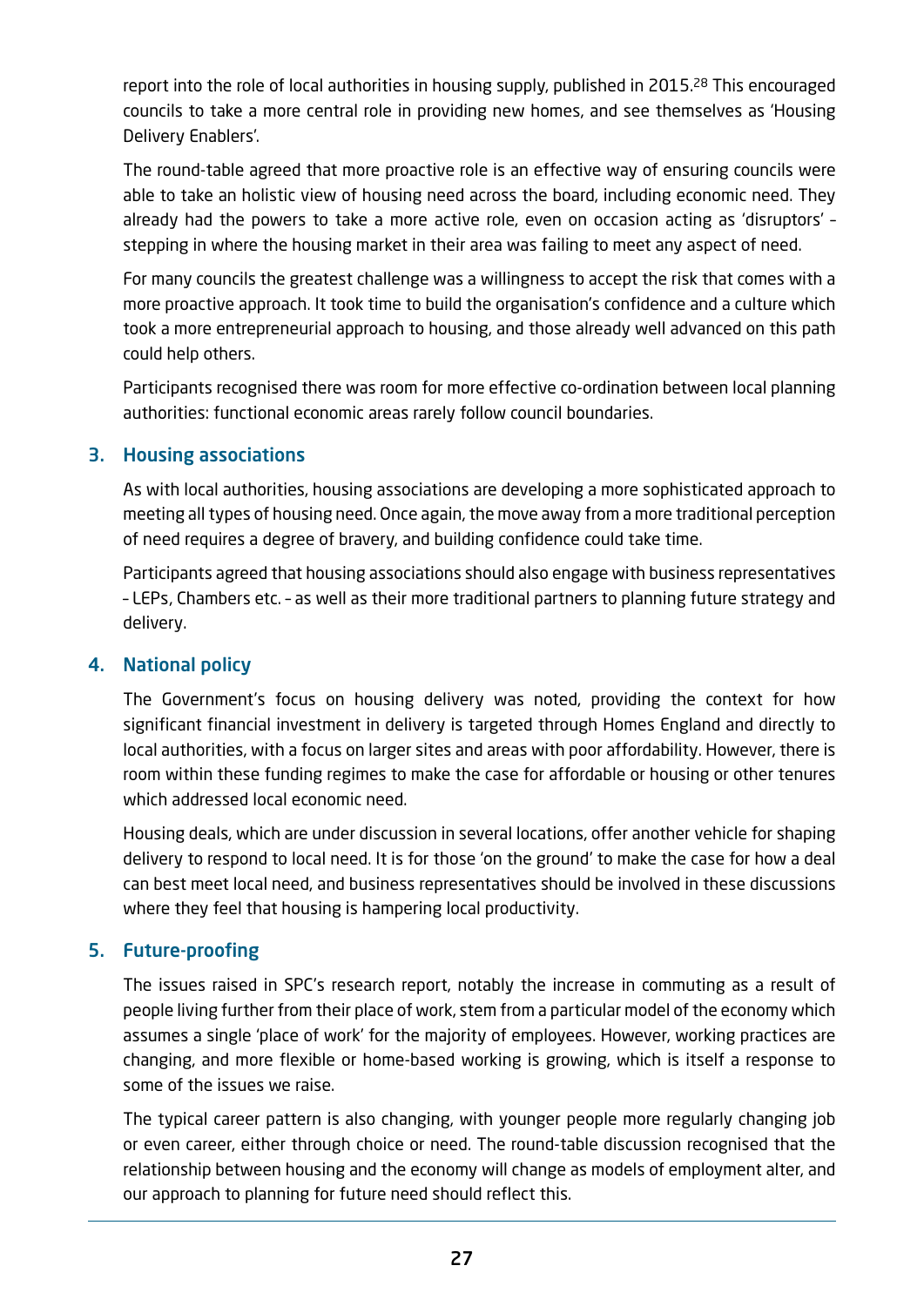report into the role of local authorities in housing supply, published in 2015.[28] This encouraged councils to take a more central role in providing new homes, and see themselves as 'Housing Delivery Enablers'.

The round-table agreed that more proactive role is an effective way of ensuring councils were able to take an holistic view of housing need across the board, including economic need. They already had the powers to take a more active role, even on occasion acting as 'disruptors' – stepping in where the housing market in their area was failing to meet any aspect of need.

For many councils the greatest challenge was a willingness to accept the risk that comes with a more proactive approach. It took time to build the organisation's confidence and a culture which took a more entrepreneurial approach to housing, and those already well advanced on this path could help others.

Participants recognised there was room for more effective co-ordination between local planning authorities: functional economic areas rarely follow council boundaries.

## 3. Housing associations

As with local authorities, housing associations are developing a more sophisticated approach to meeting all types of housing need. Once again, the move away from a more traditional perception of need requires a degree of bravery, and building confidence could take time.

Participants agreed that housing associations should also engage with business representatives – LEPs, Chambers etc. – as well as their more traditional partners to planning future strategy and delivery.

## 4. National policy

The Government's focus on housing delivery was noted, providing the context for how significant financial investment in delivery is targeted through Homes England and directly to local authorities, with a focus on larger sites and areas with poor affordability. However, there is room within these funding regimes to make the case for affordable or housing or other tenures which addressed local economic need.

Housing deals, which are under discussion in several locations, offer another vehicle for shaping delivery to respond to local need. It is for those 'on the ground' to make the case for how a deal can best meet local need, and business representatives should be involved in these discussions where they feel that housing is hampering local productivity.

## 5. Future-proofing

The issues raised in SPC's research report, notably the increase in commuting as a result of people living further from their place of work, stem from a particular model of the economy which assumes a single 'place of work' for the majority of employees. However, working practices are changing, and more flexible or home-based working is growing, which is itself a response to some of the issues we raise.

The typical career pattern is also changing, with younger people more regularly changing job or even career, either through choice or need. The round-table discussion recognised that the relationship between housing and the economy will change as models of employment alter, and our approach to planning for future need should reflect this.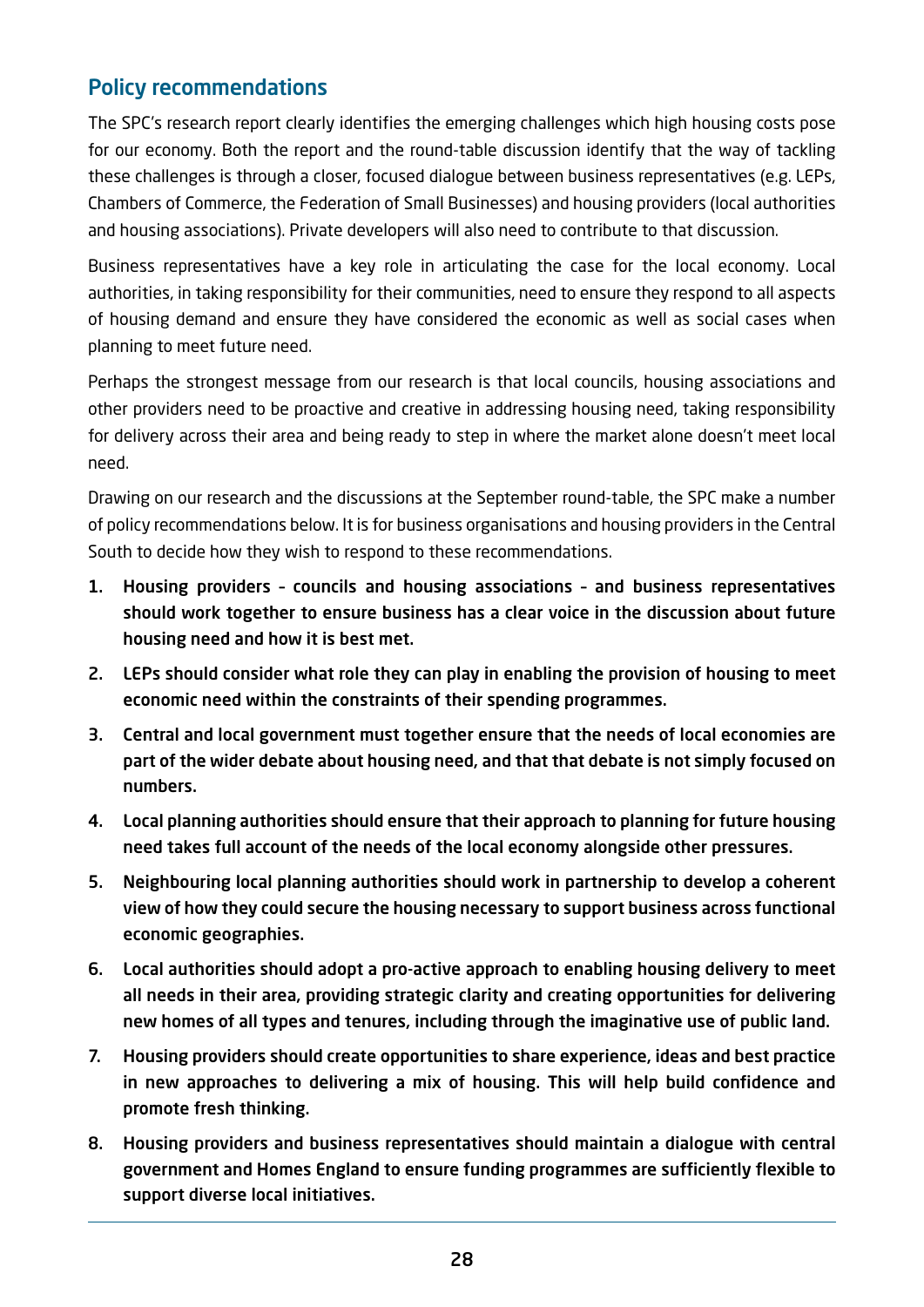## Policy recommendations

The SPC's research report clearly identifies the emerging challenges which high housing costs pose for our economy. Both the report and the round-table discussion identify that the way of tackling these challenges is through a closer, focused dialogue between business representatives (e.g. LEPs, Chambers of Commerce, the Federation of Small Businesses) and housing providers (local authorities and housing associations). Private developers will also need to contribute to that discussion.

Business representatives have a key role in articulating the case for the local economy. Local authorities, in taking responsibility for their communities, need to ensure they respond to all aspects of housing demand and ensure they have considered the economic as well as social cases when planning to meet future need.

Perhaps the strongest message from our research is that local councils, housing associations and other providers need to be proactive and creative in addressing housing need, taking responsibility for delivery across their area and being ready to step in where the market alone doesn't meet local need.

Drawing on our research and the discussions at the September round-table, the SPC make a number of policy recommendations below. It is for business organisations and housing providers in the Central South to decide how they wish to respond to these recommendations.

1. **Housing providers – councils and housing associations – and business representatives should work together to ensure business has a clear voice in the discussion about future housing need and how it is best met.**
2. **LEPs should consider what role they can play in enabling the provision of housing to meet economic need within the constraints of their spending programmes.**
3. **Central and local government must together ensure that the needs of local economies are part of the wider debate about housing need, and that that debate is not simply focused on numbers.**
4. **Local planning authorities should ensure that their approach to planning for future housing need takes full account of the needs of the local economy alongside other pressures.**
5. **Neighbouring local planning authorities should work in partnership to develop a coherent view of how they could secure the housing necessary to support business across functional economic geographies.**
6. **Local authorities should adopt a pro-active approach to enabling housing delivery to meet all needs in their area, providing strategic clarity and creating opportunities for delivering new homes of all types and tenures, including through the imaginative use of public land.**
7. **Housing providers should create opportunities to share experience, ideas and best practice in new approaches to delivering a mix of housing. This will help build confidence and promote fresh thinking.**
8. **Housing providers and business representatives should maintain a dialogue with central government and Homes England to ensure funding programmes are sufficiently flexible to support diverse local initiatives.**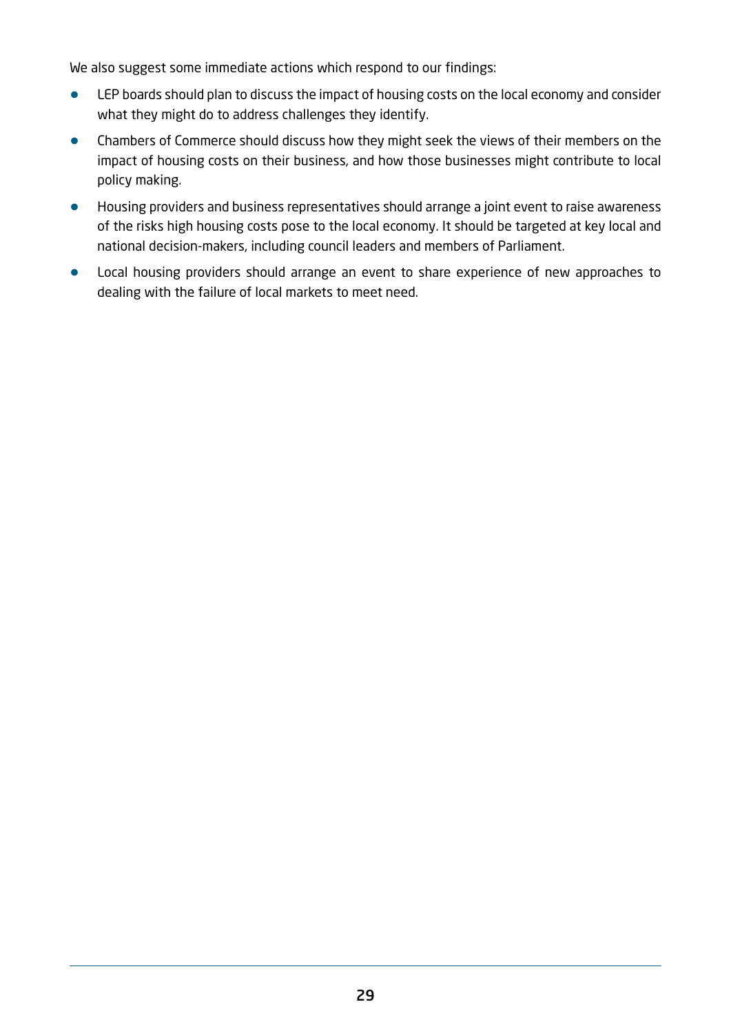We also suggest some immediate actions which respond to our findings:

- LEP boards should plan to discuss the impact of housing costs on the local economy and consider what they might do to address challenges they identify.
- Chambers of Commerce should discuss how they might seek the views of their members on the impact of housing costs on their business, and how those businesses might contribute to local policy making.
- Housing providers and business representatives should arrange a joint event to raise awareness of the risks high housing costs pose to the local economy. It should be targeted at key local and national decision-makers, including council leaders and members of Parliament.
- Local housing providers should arrange an event to share experience of new approaches to dealing with the failure of local markets to meet need.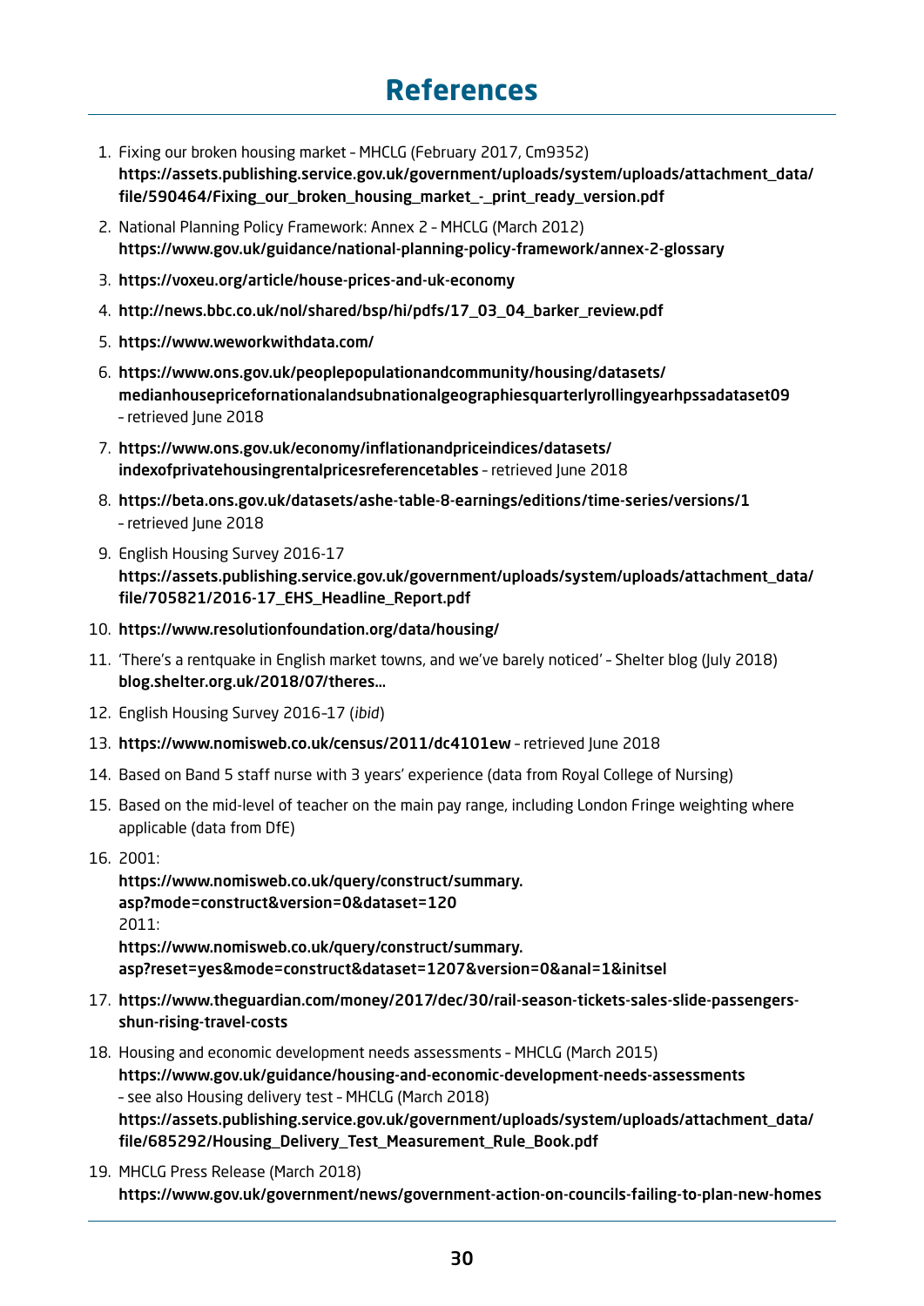# References

1. Fixing our broken housing market – MHCLG (February 2017, Cm9352)
   **https://assets.publishing.service.gov.uk/government/uploads/system/uploads/attachment_data/file/590464/Fixing_our_broken_housing_market_-_print_ready_version.pdf**
2. National Planning Policy Framework: Annex 2 – MHCLG (March 2012)
   **https://www.gov.uk/guidance/national-planning-policy-framework/annex-2-glossary**
3. **https://voxeu.org/article/house-prices-and-uk-economy**
4. **http://news.bbc.co.uk/nol/shared/bsp/hi/pdfs/17_03_04_barker_review.pdf**
5. **https://www.weworkwithdata.com/**
6. **https://www.ons.gov.uk/peoplepopulationandcommunity/housing/datasets/medianhousepricefornationalandsubnationalgeographiesquarterlyrollingyearhpssadataset09** – retrieved June 2018
7. **https://www.ons.gov.uk/economy/inflationandpriceindices/datasets/indexofprivatehousingrentalpricesreferencetables** – retrieved June 2018
8. **https://beta.ons.gov.uk/datasets/ashe-table-8-earnings/editions/time-series/versions/1** – retrieved June 2018
9. English Housing Survey 2016-17
   **https://assets.publishing.service.gov.uk/government/uploads/system/uploads/attachment_data/file/705821/2016-17_EHS_Headline_Report.pdf**
10. **https://www.resolutionfoundation.org/data/housing/**
11. 'There's a rentquake in English market towns, and we've barely noticed' – Shelter blog (July 2018)
    **blog.shelter.org.uk/2018/07/theres...**
12. English Housing Survey 2016-17 (*ibid*)
13. **https://www.nomisweb.co.uk/census/2011/dc4101ew** – retrieved June 2018
14. Based on Band 5 staff nurse with 3 years' experience (data from Royal College of Nursing)
15. Based on the mid-level of teacher on the main pay range, including London Fringe weighting where applicable (data from DfE)
16. 2001:
    **https://www.nomisweb.co.uk/query/construct/summary.asp?mode=construct&version=0&dataset=120**
    2011:
    **https://www.nomisweb.co.uk/query/construct/summary.asp?reset=yes&mode=construct&dataset=1207&version=0&anal=1&initsel**
17. **https://www.theguardian.com/money/2017/dec/30/rail-season-tickets-sales-slide-passengers-shun-rising-travel-costs**
18. Housing and economic development needs assessments – MHCLG (March 2015)
    **https://www.gov.uk/guidance/housing-and-economic-development-needs-assessments**
    – see also Housing delivery test – MHCLG (March 2018)
    **https://assets.publishing.service.gov.uk/government/uploads/system/uploads/attachment_data/file/685292/Housing_Delivery_Test_Measurement_Rule_Book.pdf**
19. MHCLG Press Release (March 2018)
    **https://www.gov.uk/government/news/government-action-on-councils-failing-to-plan-new-homes**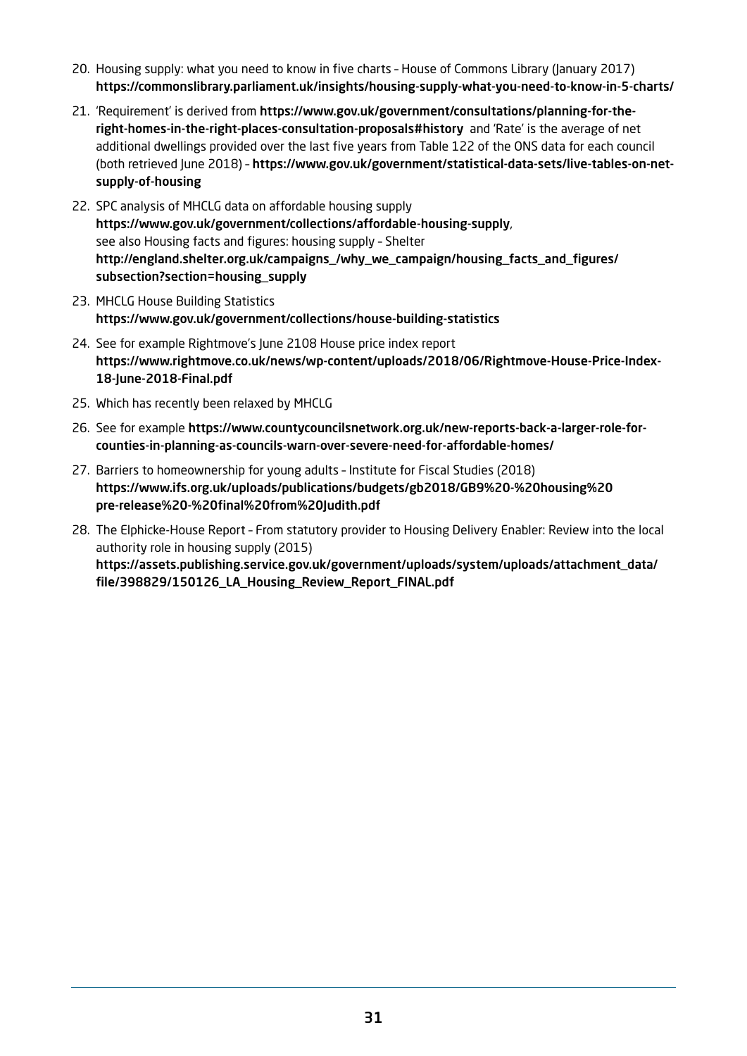20. Housing supply: what you need to know in five charts – House of Commons Library (January 2017) **https://commonslibrary.parliament.uk/insights/housing-supply-what-you-need-to-know-in-5-charts/**
21. 'Requirement' is derived from **https://www.gov.uk/government/consultations/planning-for-the-right-homes-in-the-right-places-consultation-proposals#history** and 'Rate' is the average of net additional dwellings provided over the last five years from Table 122 of the ONS data for each council (both retrieved June 2018) – **https://www.gov.uk/government/statistical-data-sets/live-tables-on-net-supply-of-housing**
22. SPC analysis of MHCLG data on affordable housing supply **https://www.gov.uk/government/collections/affordable-housing-supply**, see also Housing facts and figures: housing supply – Shelter **http://england.shelter.org.uk/campaigns_/why_we_campaign/housing_facts_and_figures/subsection?section=housing_supply**
23. MHCLG House Building Statistics **https://www.gov.uk/government/collections/house-building-statistics**
24. See for example Rightmove's June 2108 House price index report **https://www.rightmove.co.uk/news/wp-content/uploads/2018/06/Rightmove-House-Price-Index-18-June-2018-Final.pdf**
25. Which has recently been relaxed by MHCLG
26. See for example **https://www.countycouncilsnetwork.org.uk/new-reports-back-a-larger-role-for-counties-in-planning-as-councils-warn-over-severe-need-for-affordable-homes/**
27. Barriers to homeownership for young adults – Institute for Fiscal Studies (2018) **https://www.ifs.org.uk/uploads/publications/budgets/gb2018/GB9%20-%20housing%20pre-release%20-%20final%20from%20Judith.pdf**
28. The Elphicke-House Report – From statutory provider to Housing Delivery Enabler: Review into the local authority role in housing supply (2015) **https://assets.publishing.service.gov.uk/government/uploads/system/uploads/attachment_data/file/398829/150126_LA_Housing_Review_Report_FINAL.pdf**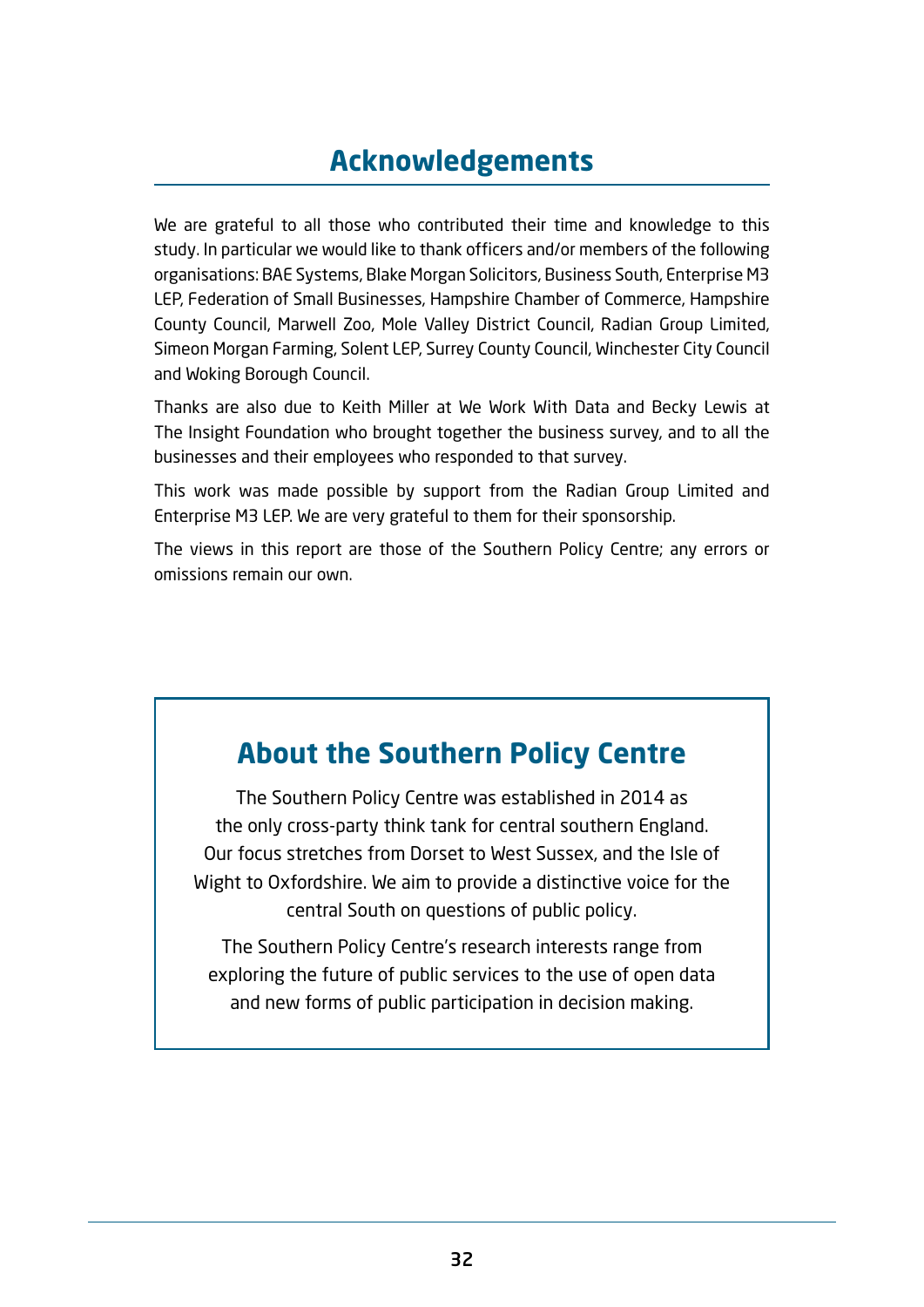# Acknowledgements

We are grateful to all those who contributed their time and knowledge to this study. In particular we would like to thank officers and/or members of the following organisations: BAE Systems, Blake Morgan Solicitors, Business South, Enterprise M3 LEP, Federation of Small Businesses, Hampshire Chamber of Commerce, Hampshire County Council, Marwell Zoo, Mole Valley District Council, Radian Group Limited, Simeon Morgan Farming, Solent LEP, Surrey County Council, Winchester City Council and Woking Borough Council.

Thanks are also due to Keith Miller at We Work With Data and Becky Lewis at The Insight Foundation who brought together the business survey, and to all the businesses and their employees who responded to that survey.

This work was made possible by support from the Radian Group Limited and Enterprise M3 LEP. We are very grateful to them for their sponsorship.

The views in this report are those of the Southern Policy Centre; any errors or omissions remain our own.

## About the Southern Policy Centre

The Southern Policy Centre was established in 2014 as the only cross-party think tank for central southern England. Our focus stretches from Dorset to West Sussex, and the Isle of Wight to Oxfordshire. We aim to provide a distinctive voice for the central South on questions of public policy.

The Southern Policy Centre's research interests range from exploring the future of public services to the use of open data and new forms of public participation in decision making.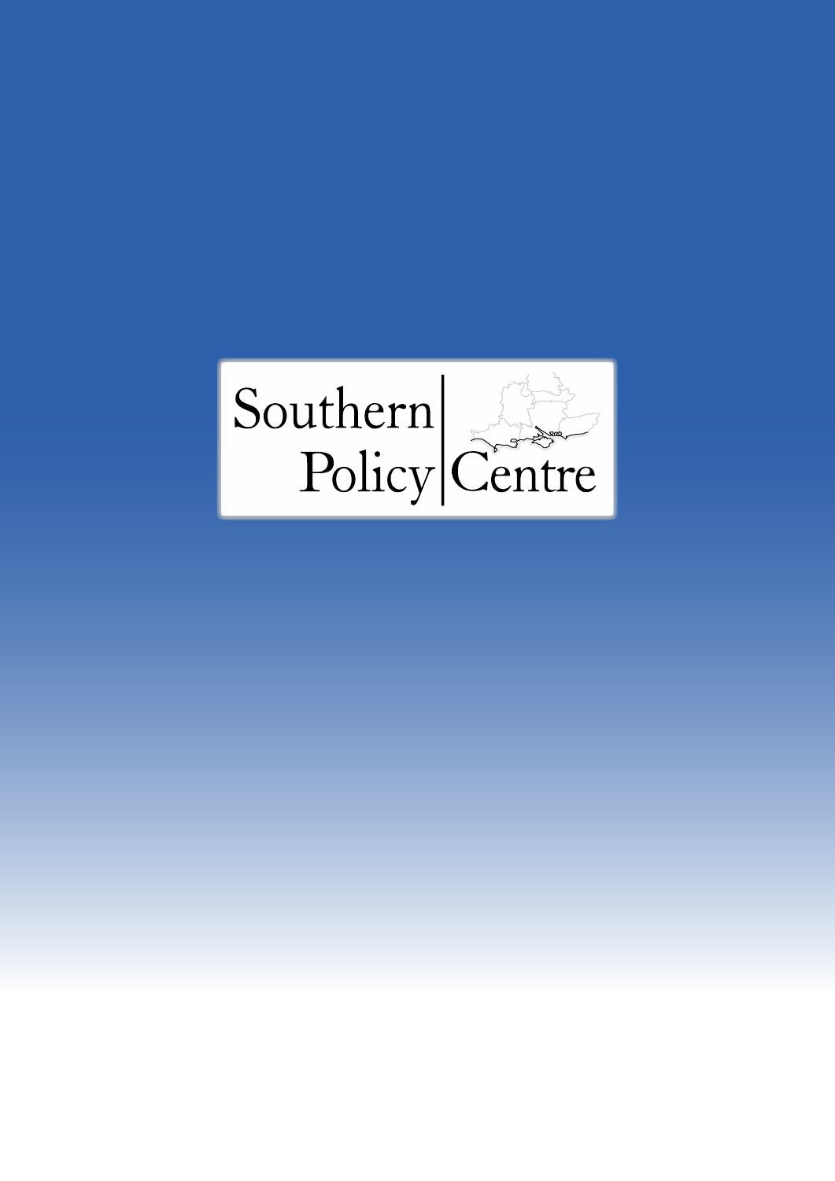Southern Policy Centre